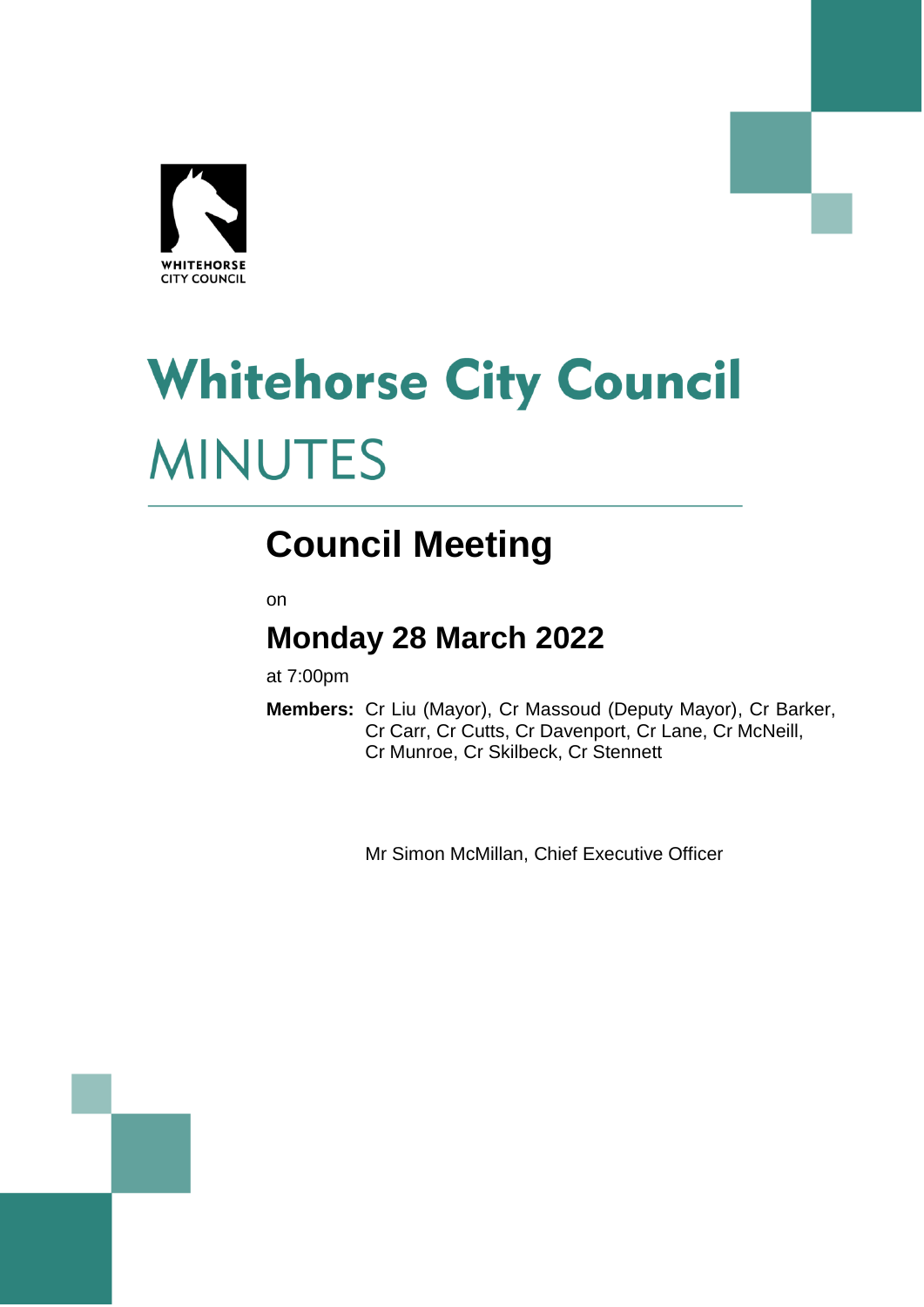WHITEHORSE CITY COUNCIL

# Whitehorse City Council

# MINUTES

## Council Meeting

on

## Monday 28 March 2022

at 7:00pm

**Members:** Cr Liu (Mayor), Cr Massoud (Deputy Mayor), Cr Barker, Cr Carr, Cr Cutts, Cr Davenport, Cr Lane, Cr McNeill, Cr Munroe, Cr Skilbeck, Cr Stennett

Mr Simon McMillan, Chief Executive Officer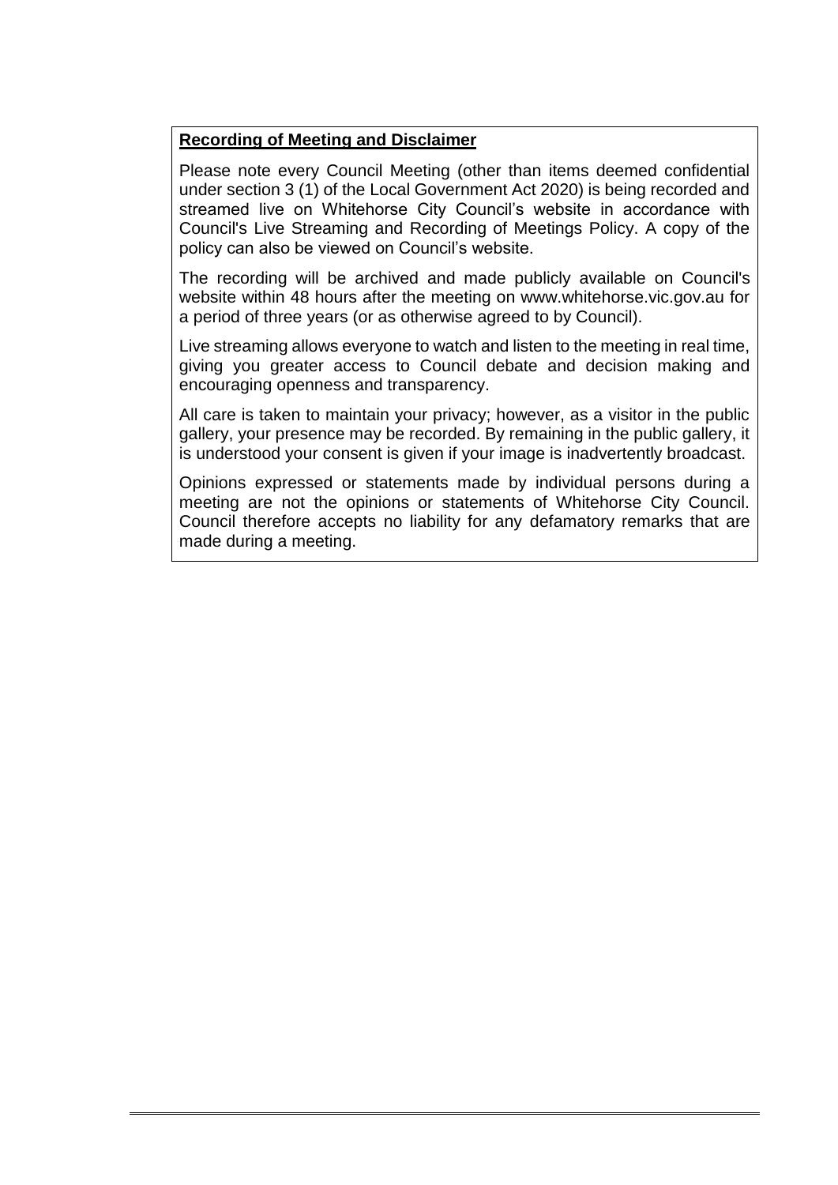**Recording of Meeting and Disclaimer**

Please note every Council Meeting (other than items deemed confidential under section 3 (1) of the Local Government Act 2020) is being recorded and streamed live on Whitehorse City Council's website in accordance with Council's Live Streaming and Recording of Meetings Policy. A copy of the policy can also be viewed on Council's website.

The recording will be archived and made publicly available on Council's website within 48 hours after the meeting on www.whitehorse.vic.gov.au for a period of three years (or as otherwise agreed to by Council).

Live streaming allows everyone to watch and listen to the meeting in real time, giving you greater access to Council debate and decision making and encouraging openness and transparency.

All care is taken to maintain your privacy; however, as a visitor in the public gallery, your presence may be recorded. By remaining in the public gallery, it is understood your consent is given if your image is inadvertently broadcast.

Opinions expressed or statements made by individual persons during a meeting are not the opinions or statements of Whitehorse City Council. Council therefore accepts no liability for any defamatory remarks that are made during a meeting.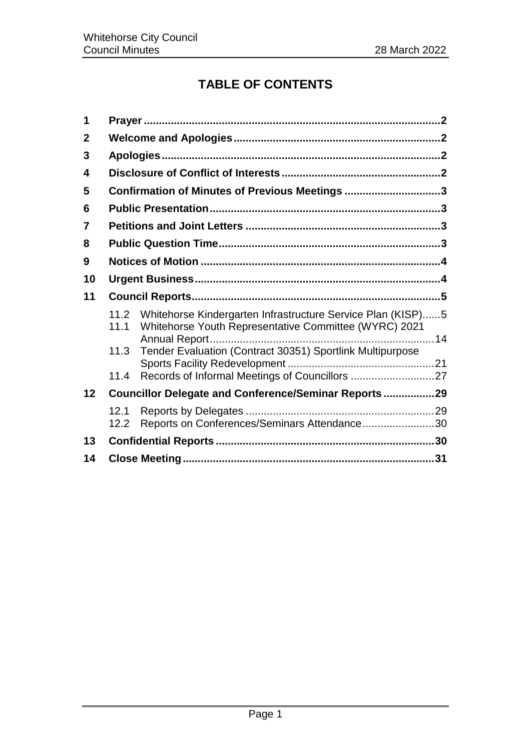# TABLE OF CONTENTS

| | | |
|---|---|---|
| **1** | **Prayer** | **2** |
| **2** | **Welcome and Apologies** | **2** |
| **3** | **Apologies** | **2** |
| **4** | **Disclosure of Conflict of Interests** | **2** |
| **5** | **Confirmation of Minutes of Previous Meetings** | **3** |
| **6** | **Public Presentation** | **3** |
| **7** | **Petitions and Joint Letters** | **3** |
| **8** | **Public Question Time** | **3** |
| **9** | **Notices of Motion** | **4** |
| **10** | **Urgent Business** | **4** |
| **11** | **Council Reports** | **5** |
| 11.2 | Whitehorse Kindergarten Infrastructure Service Plan (KISP) | 5 |
| 11.1 | Whitehorse Youth Representative Committee (WYRC) 2021 Annual Report | 14 |
| 11.3 | Tender Evaluation (Contract 30351) Sportlink Multipurpose Sports Facility Redevelopment | 21 |
| 11.4 | Records of Informal Meetings of Councillors | 27 |
| **12** | **Councillor Delegate and Conference/Seminar Reports** | **29** |
| 12.1 | Reports by Delegates | 29 |
| 12.2 | Reports on Conferences/Seminars Attendance | 30 |
| **13** | **Confidential Reports** | **30** |
| **14** | **Close Meeting** | **31** |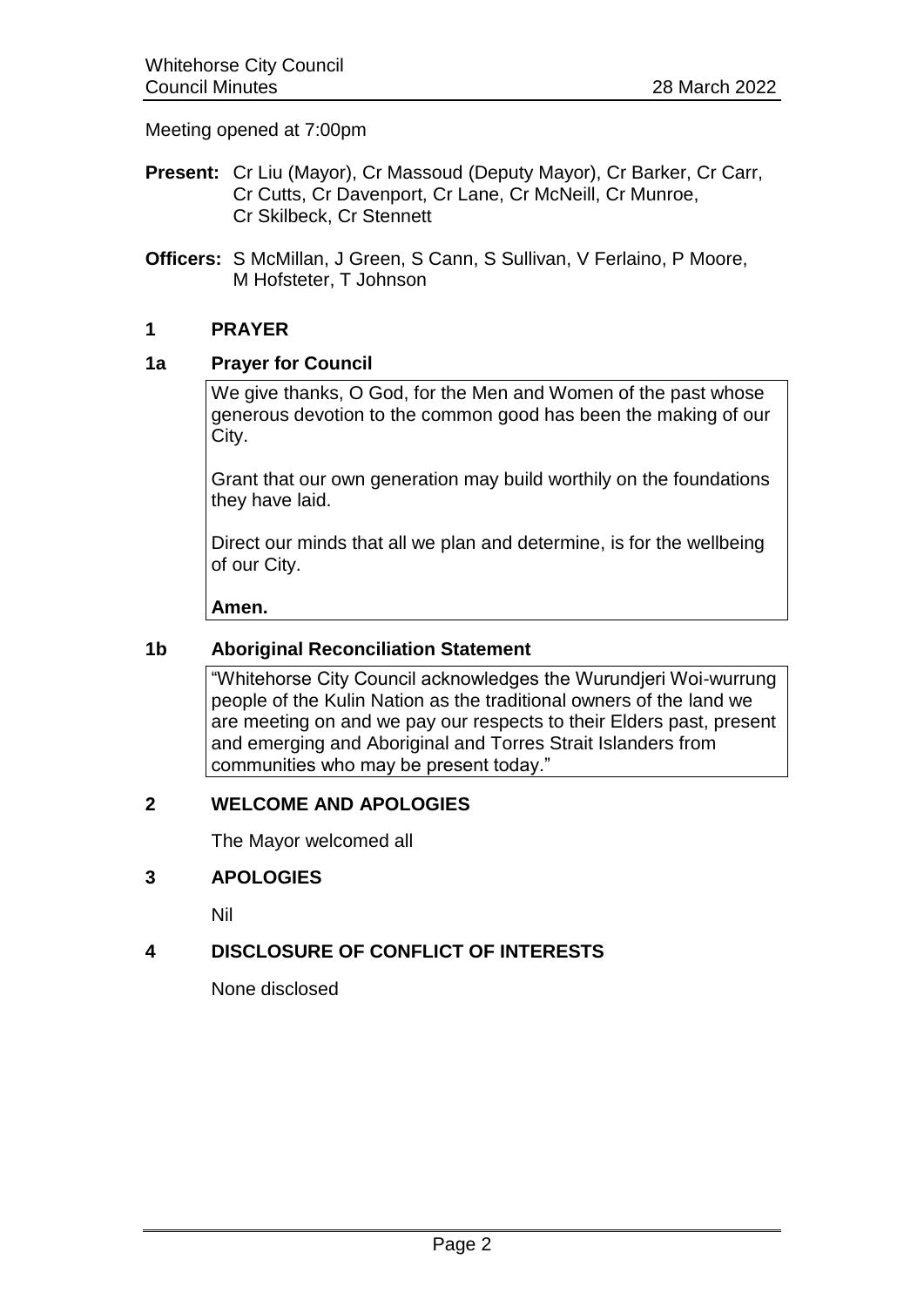Meeting opened at 7:00pm

**Present:** Cr Liu (Mayor), Cr Massoud (Deputy Mayor), Cr Barker, Cr Carr, Cr Cutts, Cr Davenport, Cr Lane, Cr McNeill, Cr Munroe, Cr Skilbeck, Cr Stennett

**Officers:** S McMillan, J Green, S Cann, S Sullivan, V Ferlaino, P Moore, M Hofsteter, T Johnson

## 1 PRAYER

### 1a Prayer for Council

We give thanks, O God, for the Men and Women of the past whose generous devotion to the common good has been the making of our City.

Grant that our own generation may build worthily on the foundations they have laid.

Direct our minds that all we plan and determine, is for the wellbeing of our City.

**Amen.**

### 1b Aboriginal Reconciliation Statement

"Whitehorse City Council acknowledges the Wurundjeri Woi-wurrung people of the Kulin Nation as the traditional owners of the land we are meeting on and we pay our respects to their Elders past, present and emerging and Aboriginal and Torres Strait Islanders from communities who may be present today."

## 2 WELCOME AND APOLOGIES

The Mayor welcomed all

## 3 APOLOGIES

Nil

## 4 DISCLOSURE OF CONFLICT OF INTERESTS

None disclosed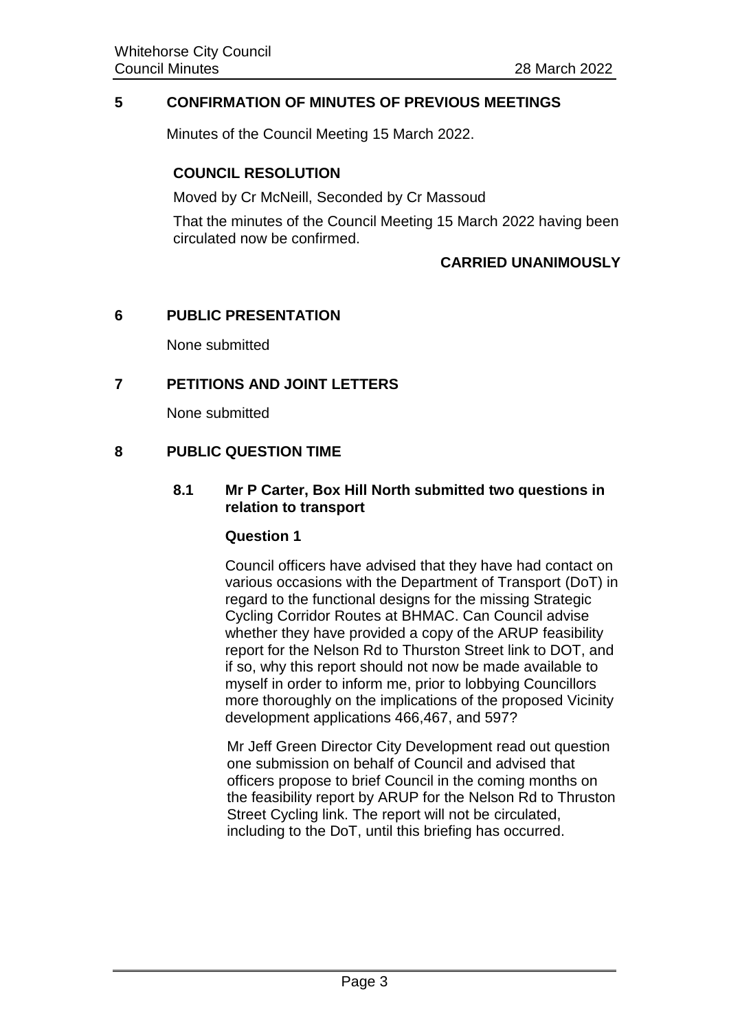## 5 CONFIRMATION OF MINUTES OF PREVIOUS MEETINGS

Minutes of the Council Meeting 15 March 2022.

**COUNCIL RESOLUTION**

Moved by Cr McNeill, Seconded by Cr Massoud

That the minutes of the Council Meeting 15 March 2022 having been circulated now be confirmed.

**CARRIED UNANIMOUSLY**

## 6 PUBLIC PRESENTATION

None submitted

## 7 PETITIONS AND JOINT LETTERS

None submitted

## 8 PUBLIC QUESTION TIME

### 8.1 Mr P Carter, Box Hill North submitted two questions in relation to transport

**Question 1**

Council officers have advised that they have had contact on various occasions with the Department of Transport (DoT) in regard to the functional designs for the missing Strategic Cycling Corridor Routes at BHMAC. Can Council advise whether they have provided a copy of the ARUP feasibility report for the Nelson Rd to Thurston Street link to DOT, and if so, why this report should not now be made available to myself in order to inform me, prior to lobbying Councillors more thoroughly on the implications of the proposed Vicinity development applications 466,467, and 597?

Mr Jeff Green Director City Development read out question one submission on behalf of Council and advised that officers propose to brief Council in the coming months on the feasibility report by ARUP for the Nelson Rd to Thruston Street Cycling link. The report will not be circulated, including to the DoT, until this briefing has occurred.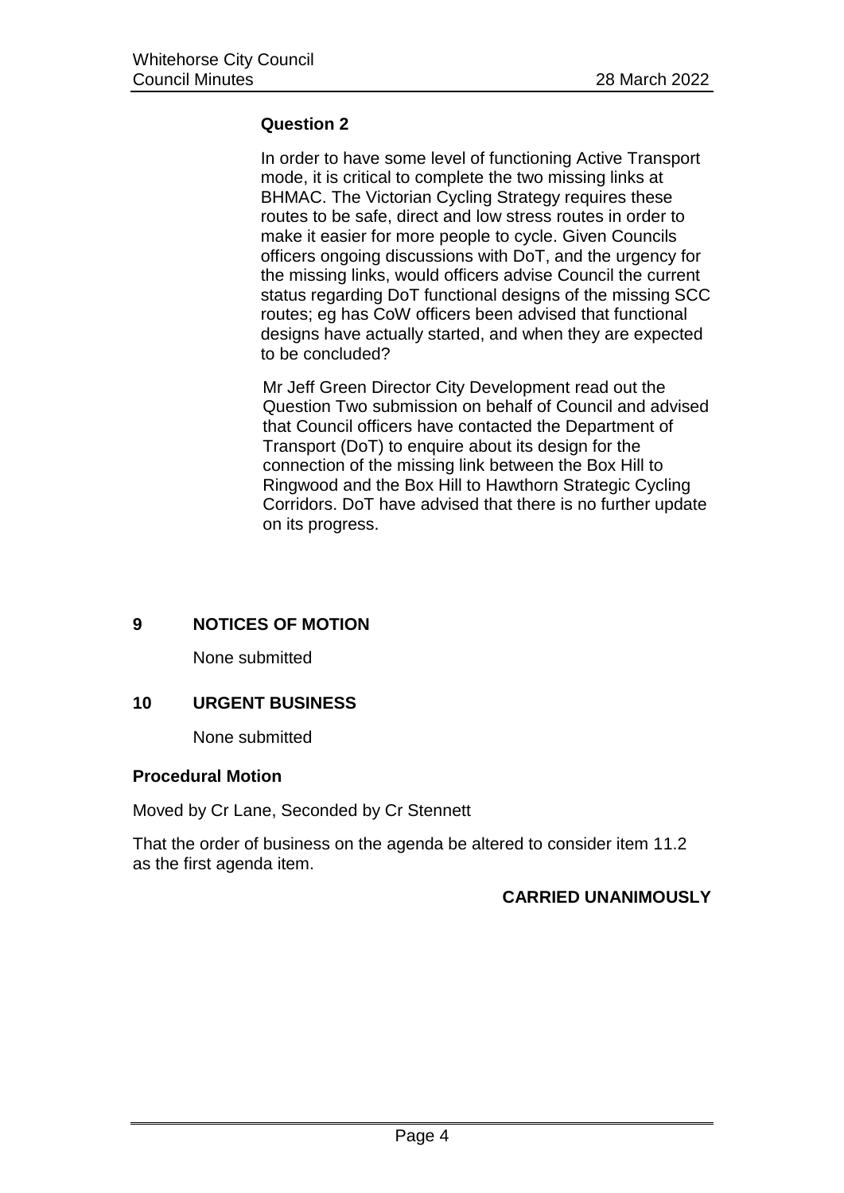**Question 2**

In order to have some level of functioning Active Transport mode, it is critical to complete the two missing links at BHMAC. The Victorian Cycling Strategy requires these routes to be safe, direct and low stress routes in order to make it easier for more people to cycle. Given Councils officers ongoing discussions with DoT, and the urgency for the missing links, would officers advise Council the current status regarding DoT functional designs of the missing SCC routes; eg has CoW officers been advised that functional designs have actually started, and when they are expected to be concluded?

Mr Jeff Green Director City Development read out the Question Two submission on behalf of Council and advised that Council officers have contacted the Department of Transport (DoT) to enquire about its design for the connection of the missing link between the Box Hill to Ringwood and the Box Hill to Hawthorn Strategic Cycling Corridors. DoT have advised that there is no further update on its progress.

## 9 NOTICES OF MOTION

None submitted

## 10 URGENT BUSINESS

None submitted

**Procedural Motion**

Moved by Cr Lane, Seconded by Cr Stennett

That the order of business on the agenda be altered to consider item 11.2 as the first agenda item.

**CARRIED UNANIMOUSLY**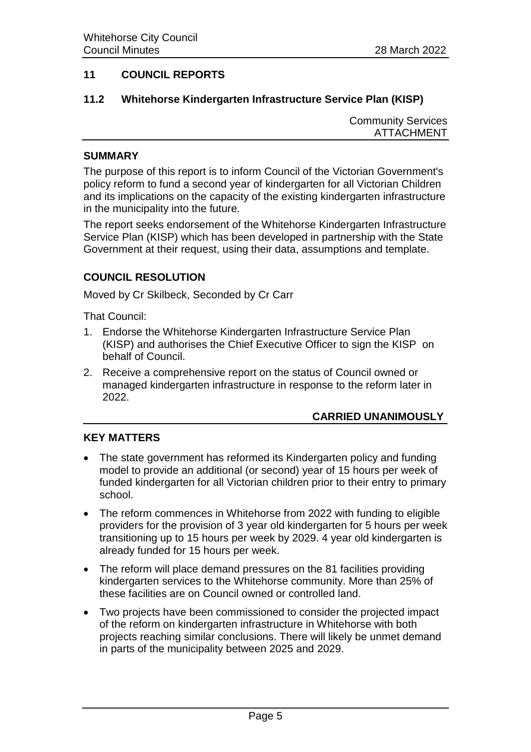## 11 COUNCIL REPORTS

### 11.2 Whitehorse Kindergarten Infrastructure Service Plan (KISP)

Community Services
ATTACHMENT

#### SUMMARY

The purpose of this report is to inform Council of the Victorian Government's policy reform to fund a second year of kindergarten for all Victorian Children and its implications on the capacity of the existing kindergarten infrastructure in the municipality into the future.

The report seeks endorsement of the Whitehorse Kindergarten Infrastructure Service Plan (KISP) which has been developed in partnership with the State Government at their request, using their data, assumptions and template.

#### COUNCIL RESOLUTION

Moved by Cr Skilbeck, Seconded by Cr Carr

That Council:

1. Endorse the Whitehorse Kindergarten Infrastructure Service Plan (KISP) and authorises the Chief Executive Officer to sign the KISP on behalf of Council.
2. Receive a comprehensive report on the status of Council owned or managed kindergarten infrastructure in response to the reform later in 2022.

**CARRIED UNANIMOUSLY**

#### KEY MATTERS

- The state government has reformed its Kindergarten policy and funding model to provide an additional (or second) year of 15 hours per week of funded kindergarten for all Victorian children prior to their entry to primary school.
- The reform commences in Whitehorse from 2022 with funding to eligible providers for the provision of 3 year old kindergarten for 5 hours per week transitioning up to 15 hours per week by 2029. 4 year old kindergarten is already funded for 15 hours per week.
- The reform will place demand pressures on the 81 facilities providing kindergarten services to the Whitehorse community. More than 25% of these facilities are on Council owned or controlled land.
- Two projects have been commissioned to consider the projected impact of the reform on kindergarten infrastructure in Whitehorse with both projects reaching similar conclusions. There will likely be unmet demand in parts of the municipality between 2025 and 2029.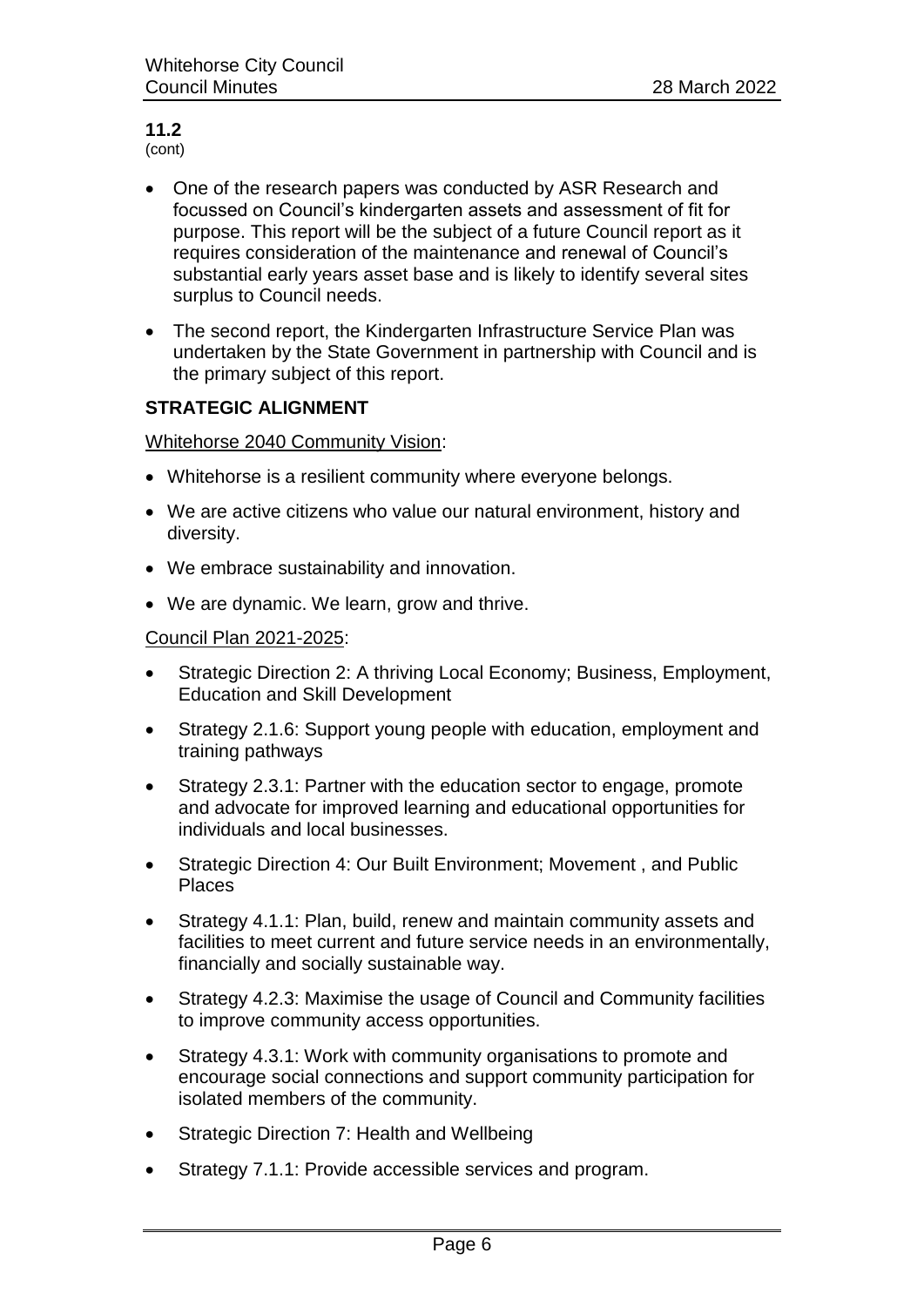**11.2**
(cont)

- One of the research papers was conducted by ASR Research and focussed on Council's kindergarten assets and assessment of fit for purpose. This report will be the subject of a future Council report as it requires consideration of the maintenance and renewal of Council's substantial early years asset base and is likely to identify several sites surplus to Council needs.
- The second report, the Kindergarten Infrastructure Service Plan was undertaken by the State Government in partnership with Council and is the primary subject of this report.

**STRATEGIC ALIGNMENT**

Whitehorse 2040 Community Vision:

- Whitehorse is a resilient community where everyone belongs.
- We are active citizens who value our natural environment, history and diversity.
- We embrace sustainability and innovation.
- We are dynamic. We learn, grow and thrive.

Council Plan 2021-2025:

- Strategic Direction 2: A thriving Local Economy; Business, Employment, Education and Skill Development
- Strategy 2.1.6: Support young people with education, employment and training pathways
- Strategy 2.3.1: Partner with the education sector to engage, promote and advocate for improved learning and educational opportunities for individuals and local businesses.
- Strategic Direction 4: Our Built Environment; Movement , and Public Places
- Strategy 4.1.1: Plan, build, renew and maintain community assets and facilities to meet current and future service needs in an environmentally, financially and socially sustainable way.
- Strategy 4.2.3: Maximise the usage of Council and Community facilities to improve community access opportunities.
- Strategy 4.3.1: Work with community organisations to promote and encourage social connections and support community participation for isolated members of the community.
- Strategic Direction 7: Health and Wellbeing
- Strategy 7.1.1: Provide accessible services and program.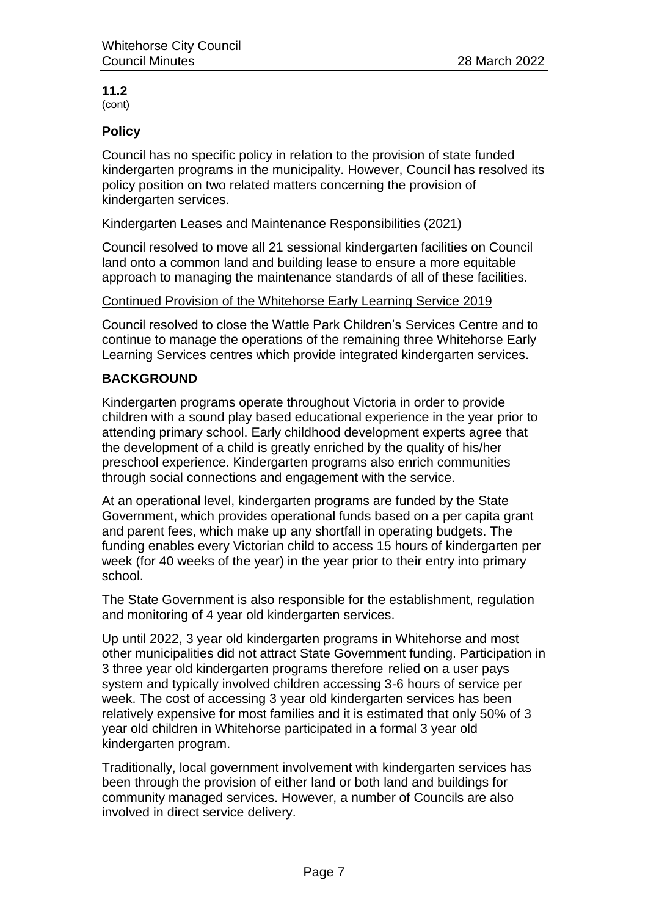**11.2**
(cont)

## Policy

Council has no specific policy in relation to the provision of state funded kindergarten programs in the municipality. However, Council has resolved its policy position on two related matters concerning the provision of kindergarten services.

Kindergarten Leases and Maintenance Responsibilities (2021)

Council resolved to move all 21 sessional kindergarten facilities on Council land onto a common land and building lease to ensure a more equitable approach to managing the maintenance standards of all of these facilities.

Continued Provision of the Whitehorse Early Learning Service 2019

Council resolved to close the Wattle Park Children's Services Centre and to continue to manage the operations of the remaining three Whitehorse Early Learning Services centres which provide integrated kindergarten services.

## BACKGROUND

Kindergarten programs operate throughout Victoria in order to provide children with a sound play based educational experience in the year prior to attending primary school. Early childhood development experts agree that the development of a child is greatly enriched by the quality of his/her preschool experience. Kindergarten programs also enrich communities through social connections and engagement with the service.

At an operational level, kindergarten programs are funded by the State Government, which provides operational funds based on a per capita grant and parent fees, which make up any shortfall in operating budgets. The funding enables every Victorian child to access 15 hours of kindergarten per week (for 40 weeks of the year) in the year prior to their entry into primary school.

The State Government is also responsible for the establishment, regulation and monitoring of 4 year old kindergarten services.

Up until 2022, 3 year old kindergarten programs in Whitehorse and most other municipalities did not attract State Government funding. Participation in 3 three year old kindergarten programs therefore relied on a user pays system and typically involved children accessing 3-6 hours of service per week. The cost of accessing 3 year old kindergarten services has been relatively expensive for most families and it is estimated that only 50% of 3 year old children in Whitehorse participated in a formal 3 year old kindergarten program.

Traditionally, local government involvement with kindergarten services has been through the provision of either land or both land and buildings for community managed services. However, a number of Councils are also involved in direct service delivery.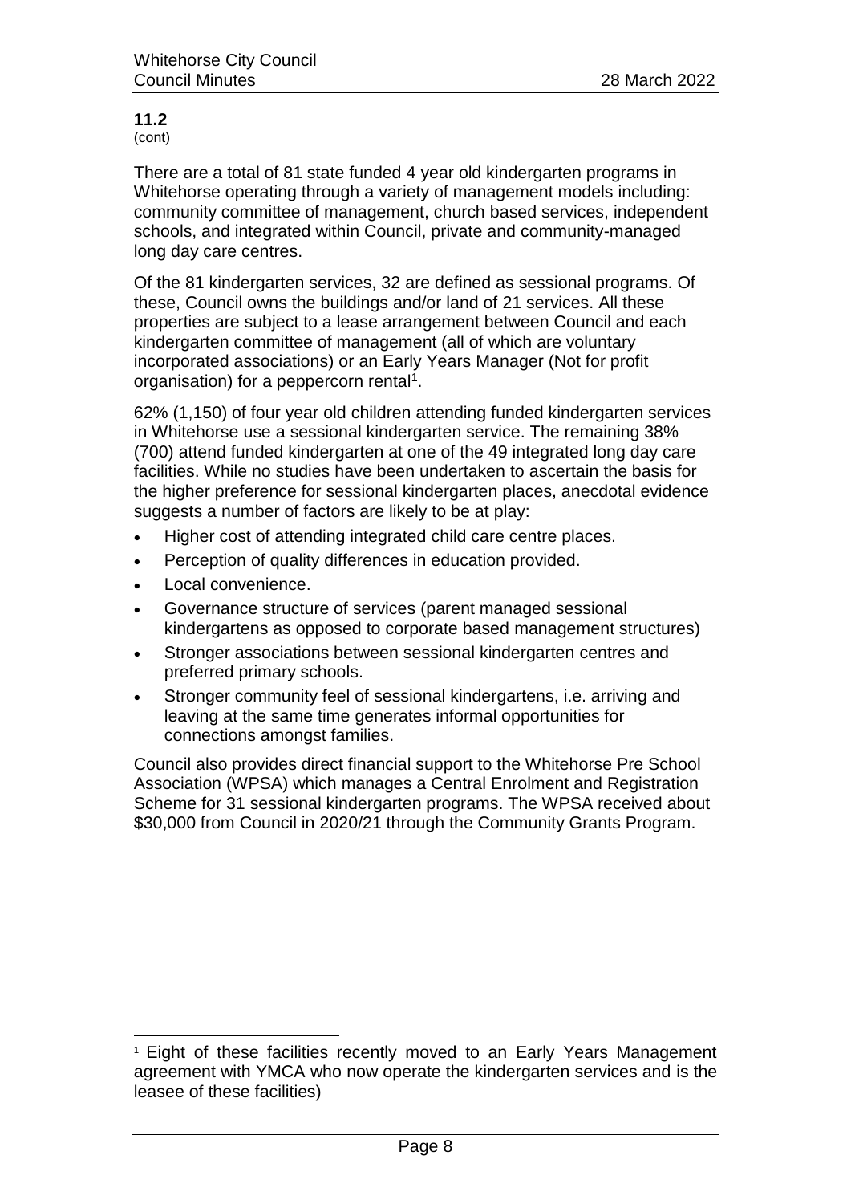**11.2**
(cont)

There are a total of 81 state funded 4 year old kindergarten programs in Whitehorse operating through a variety of management models including: community committee of management, church based services, independent schools, and integrated within Council, private and community-managed long day care centres.

Of the 81 kindergarten services, 32 are defined as sessional programs. Of these, Council owns the buildings and/or land of 21 services. All these properties are subject to a lease arrangement between Council and each kindergarten committee of management (all of which are voluntary incorporated associations) or an Early Years Manager (Not for profit organisation) for a peppercorn rental[1].

62% (1,150) of four year old children attending funded kindergarten services in Whitehorse use a sessional kindergarten service. The remaining 38% (700) attend funded kindergarten at one of the 49 integrated long day care facilities. While no studies have been undertaken to ascertain the basis for the higher preference for sessional kindergarten places, anecdotal evidence suggests a number of factors are likely to be at play:

- Higher cost of attending integrated child care centre places.
- Perception of quality differences in education provided.
- Local convenience.
- Governance structure of services (parent managed sessional kindergartens as opposed to corporate based management structures)
- Stronger associations between sessional kindergarten centres and preferred primary schools.
- Stronger community feel of sessional kindergartens, i.e. arriving and leaving at the same time generates informal opportunities for connections amongst families.

Council also provides direct financial support to the Whitehorse Pre School Association (WPSA) which manages a Central Enrolment and Registration Scheme for 31 sessional kindergarten programs. The WPSA received about $30,000 from Council in 2020/21 through the Community Grants Program.

---

[1] Eight of these facilities recently moved to an Early Years Management agreement with YMCA who now operate the kindergarten services and is the leasee of these facilities)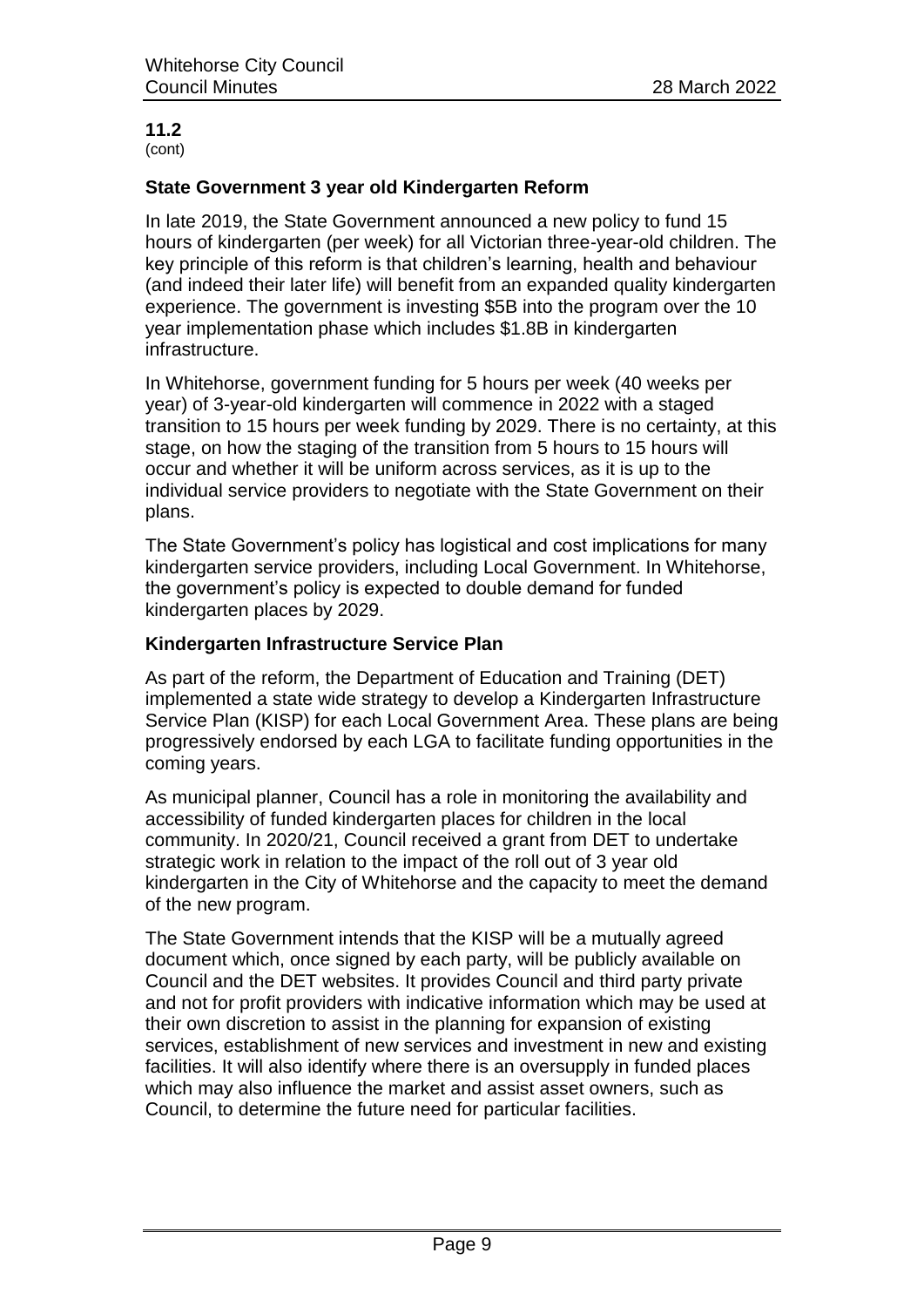**11.2**
(cont)

### State Government 3 year old Kindergarten Reform

In late 2019, the State Government announced a new policy to fund 15 hours of kindergarten (per week) for all Victorian three-year-old children. The key principle of this reform is that children's learning, health and behaviour (and indeed their later life) will benefit from an expanded quality kindergarten experience. The government is investing $5B into the program over the 10 year implementation phase which includes $1.8B in kindergarten infrastructure.

In Whitehorse, government funding for 5 hours per week (40 weeks per year) of 3-year-old kindergarten will commence in 2022 with a staged transition to 15 hours per week funding by 2029. There is no certainty, at this stage, on how the staging of the transition from 5 hours to 15 hours will occur and whether it will be uniform across services, as it is up to the individual service providers to negotiate with the State Government on their plans.

The State Government's policy has logistical and cost implications for many kindergarten service providers, including Local Government. In Whitehorse, the government's policy is expected to double demand for funded kindergarten places by 2029.

### Kindergarten Infrastructure Service Plan

As part of the reform, the Department of Education and Training (DET) implemented a state wide strategy to develop a Kindergarten Infrastructure Service Plan (KISP) for each Local Government Area. These plans are being progressively endorsed by each LGA to facilitate funding opportunities in the coming years.

As municipal planner, Council has a role in monitoring the availability and accessibility of funded kindergarten places for children in the local community. In 2020/21, Council received a grant from DET to undertake strategic work in relation to the impact of the roll out of 3 year old kindergarten in the City of Whitehorse and the capacity to meet the demand of the new program.

The State Government intends that the KISP will be a mutually agreed document which, once signed by each party, will be publicly available on Council and the DET websites. It provides Council and third party private and not for profit providers with indicative information which may be used at their own discretion to assist in the planning for expansion of existing services, establishment of new services and investment in new and existing facilities. It will also identify where there is an oversupply in funded places which may also influence the market and assist asset owners, such as Council, to determine the future need for particular facilities.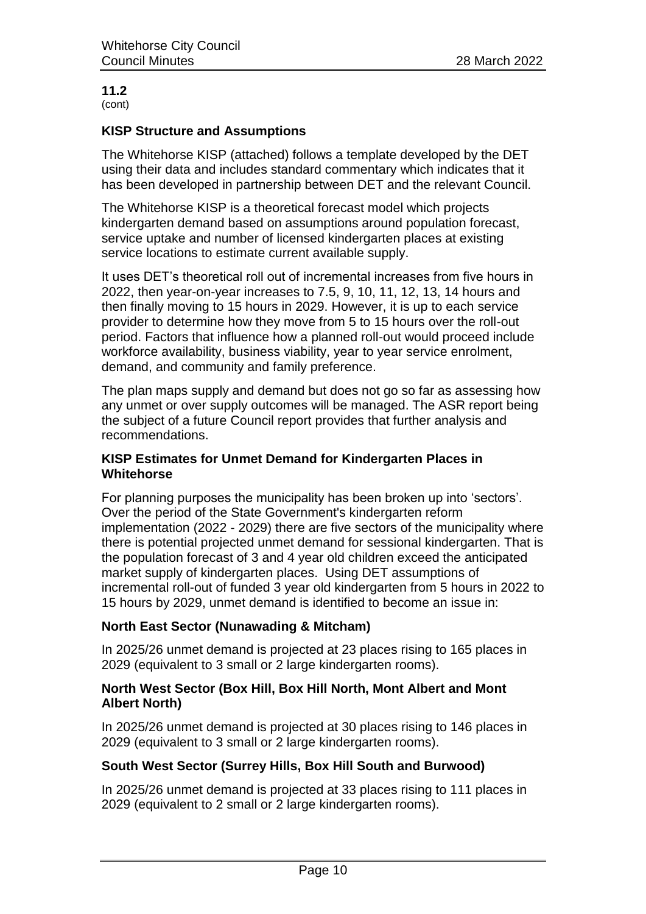**11.2**
(cont)

### KISP Structure and Assumptions

The Whitehorse KISP (attached) follows a template developed by the DET using their data and includes standard commentary which indicates that it has been developed in partnership between DET and the relevant Council.

The Whitehorse KISP is a theoretical forecast model which projects kindergarten demand based on assumptions around population forecast, service uptake and number of licensed kindergarten places at existing service locations to estimate current available supply.

It uses DET's theoretical roll out of incremental increases from five hours in 2022, then year-on-year increases to 7.5, 9, 10, 11, 12, 13, 14 hours and then finally moving to 15 hours in 2029. However, it is up to each service provider to determine how they move from 5 to 15 hours over the roll-out period. Factors that influence how a planned roll-out would proceed include workforce availability, business viability, year to year service enrolment, demand, and community and family preference.

The plan maps supply and demand but does not go so far as assessing how any unmet or over supply outcomes will be managed. The ASR report being the subject of a future Council report provides that further analysis and recommendations.

### KISP Estimates for Unmet Demand for Kindergarten Places in Whitehorse

For planning purposes the municipality has been broken up into 'sectors'. Over the period of the State Government's kindergarten reform implementation (2022 - 2029) there are five sectors of the municipality where there is potential projected unmet demand for sessional kindergarten. That is the population forecast of 3 and 4 year old children exceed the anticipated market supply of kindergarten places. Using DET assumptions of incremental roll-out of funded 3 year old kindergarten from 5 hours in 2022 to 15 hours by 2029, unmet demand is identified to become an issue in:

#### North East Sector (Nunawading & Mitcham)

In 2025/26 unmet demand is projected at 23 places rising to 165 places in 2029 (equivalent to 3 small or 2 large kindergarten rooms).

#### North West Sector (Box Hill, Box Hill North, Mont Albert and Mont Albert North)

In 2025/26 unmet demand is projected at 30 places rising to 146 places in 2029 (equivalent to 3 small or 2 large kindergarten rooms).

#### South West Sector (Surrey Hills, Box Hill South and Burwood)

In 2025/26 unmet demand is projected at 33 places rising to 111 places in 2029 (equivalent to 2 small or 2 large kindergarten rooms).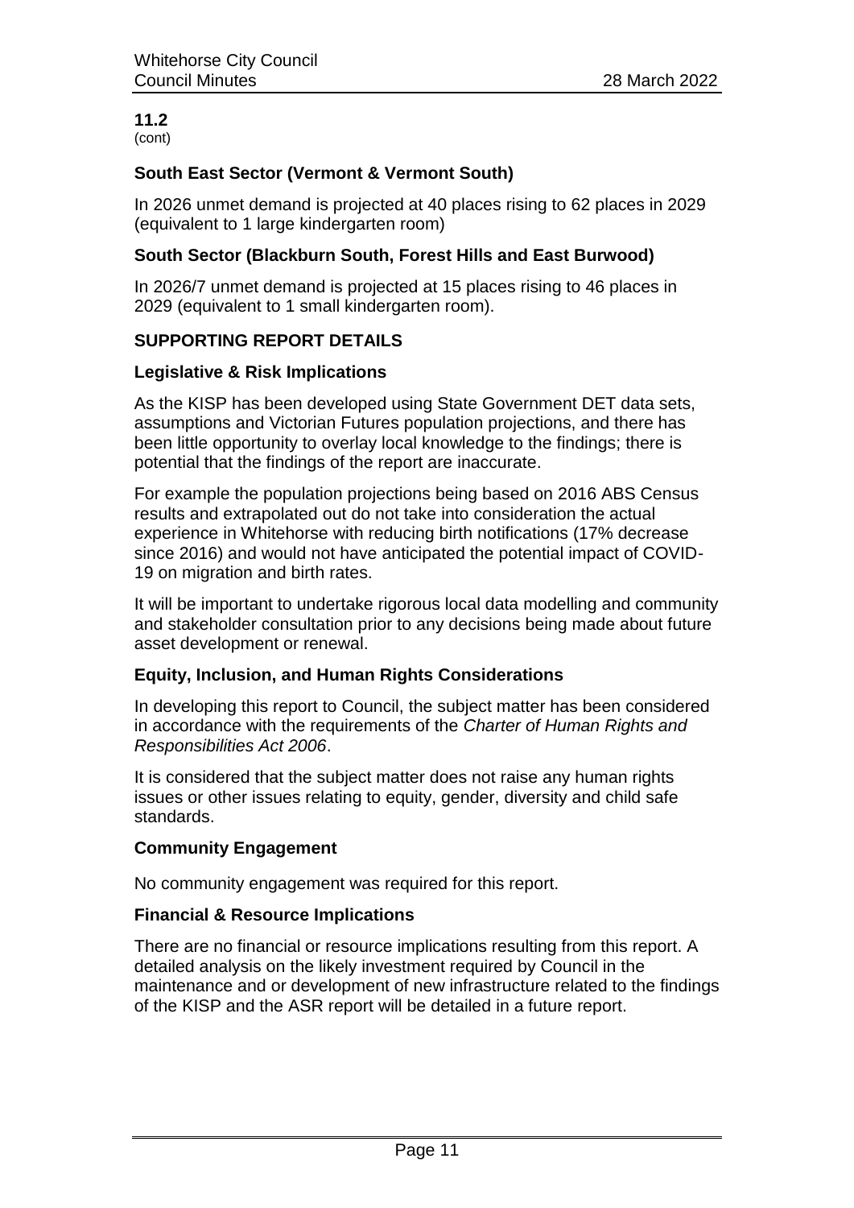**11.2**
(cont)

### South East Sector (Vermont & Vermont South)

In 2026 unmet demand is projected at 40 places rising to 62 places in 2029 (equivalent to 1 large kindergarten room)

### South Sector (Blackburn South, Forest Hills and East Burwood)

In 2026/7 unmet demand is projected at 15 places rising to 46 places in 2029 (equivalent to 1 small kindergarten room).

## SUPPORTING REPORT DETAILS

### Legislative & Risk Implications

As the KISP has been developed using State Government DET data sets, assumptions and Victorian Futures population projections, and there has been little opportunity to overlay local knowledge to the findings; there is potential that the findings of the report are inaccurate.

For example the population projections being based on 2016 ABS Census results and extrapolated out do not take into consideration the actual experience in Whitehorse with reducing birth notifications (17% decrease since 2016) and would not have anticipated the potential impact of COVID-19 on migration and birth rates.

It will be important to undertake rigorous local data modelling and community and stakeholder consultation prior to any decisions being made about future asset development or renewal.

### Equity, Inclusion, and Human Rights Considerations

In developing this report to Council, the subject matter has been considered in accordance with the requirements of the *Charter of Human Rights and Responsibilities Act 2006*.

It is considered that the subject matter does not raise any human rights issues or other issues relating to equity, gender, diversity and child safe standards.

### Community Engagement

No community engagement was required for this report.

### Financial & Resource Implications

There are no financial or resource implications resulting from this report. A detailed analysis on the likely investment required by Council in the maintenance and or development of new infrastructure related to the findings of the KISP and the ASR report will be detailed in a future report.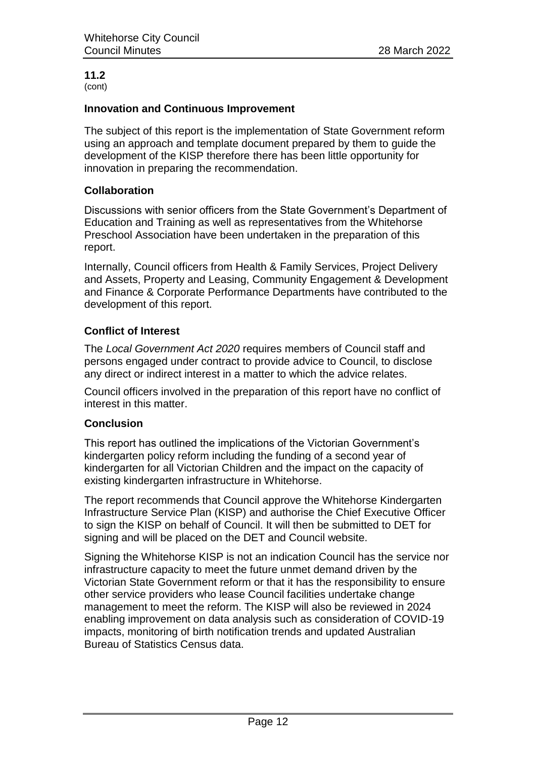**11.2**
(cont)

### Innovation and Continuous Improvement

The subject of this report is the implementation of State Government reform using an approach and template document prepared by them to guide the development of the KISP therefore there has been little opportunity for innovation in preparing the recommendation.

### Collaboration

Discussions with senior officers from the State Government's Department of Education and Training as well as representatives from the Whitehorse Preschool Association have been undertaken in the preparation of this report.

Internally, Council officers from Health & Family Services, Project Delivery and Assets, Property and Leasing, Community Engagement & Development and Finance & Corporate Performance Departments have contributed to the development of this report.

### Conflict of Interest

The *Local Government Act 2020* requires members of Council staff and persons engaged under contract to provide advice to Council, to disclose any direct or indirect interest in a matter to which the advice relates.

Council officers involved in the preparation of this report have no conflict of interest in this matter.

### Conclusion

This report has outlined the implications of the Victorian Government's kindergarten policy reform including the funding of a second year of kindergarten for all Victorian Children and the impact on the capacity of existing kindergarten infrastructure in Whitehorse.

The report recommends that Council approve the Whitehorse Kindergarten Infrastructure Service Plan (KISP) and authorise the Chief Executive Officer to sign the KISP on behalf of Council. It will then be submitted to DET for signing and will be placed on the DET and Council website.

Signing the Whitehorse KISP is not an indication Council has the service nor infrastructure capacity to meet the future unmet demand driven by the Victorian State Government reform or that it has the responsibility to ensure other service providers who lease Council facilities undertake change management to meet the reform. The KISP will also be reviewed in 2024 enabling improvement on data analysis such as consideration of COVID-19 impacts, monitoring of birth notification trends and updated Australian Bureau of Statistics Census data.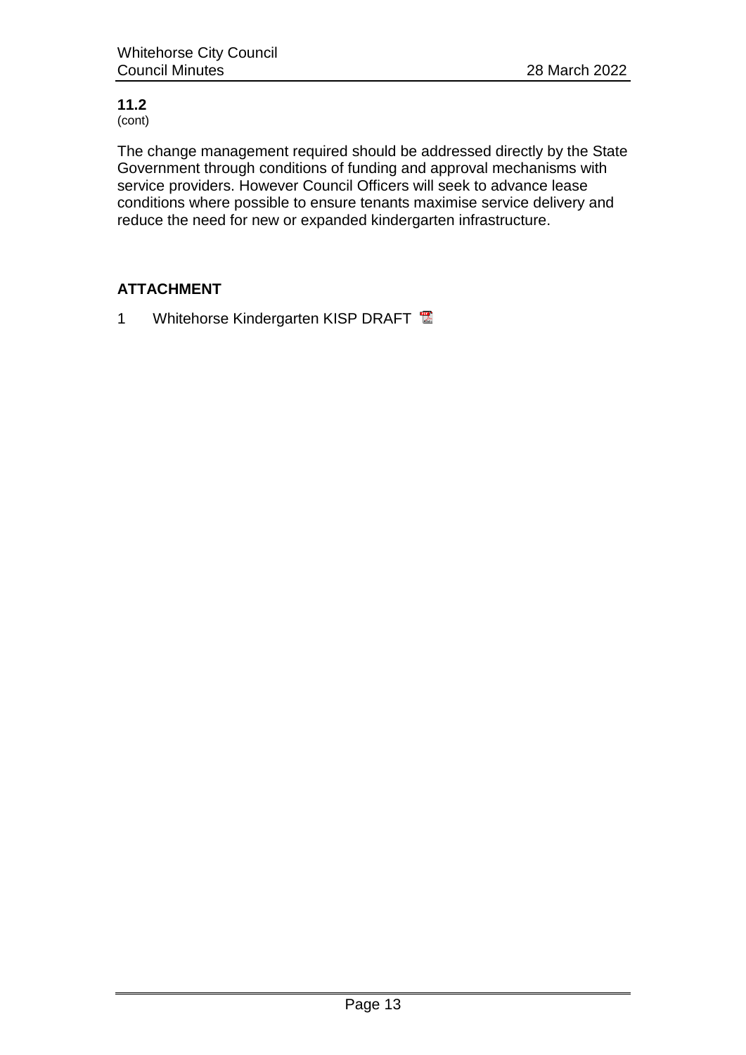**11.2**
(cont)

The change management required should be addressed directly by the State Government through conditions of funding and approval mechanisms with service providers. However Council Officers will seek to advance lease conditions where possible to ensure tenants maximise service delivery and reduce the need for new or expanded kindergarten infrastructure.

## ATTACHMENT

1 Whitehorse Kindergarten KISP DRAFT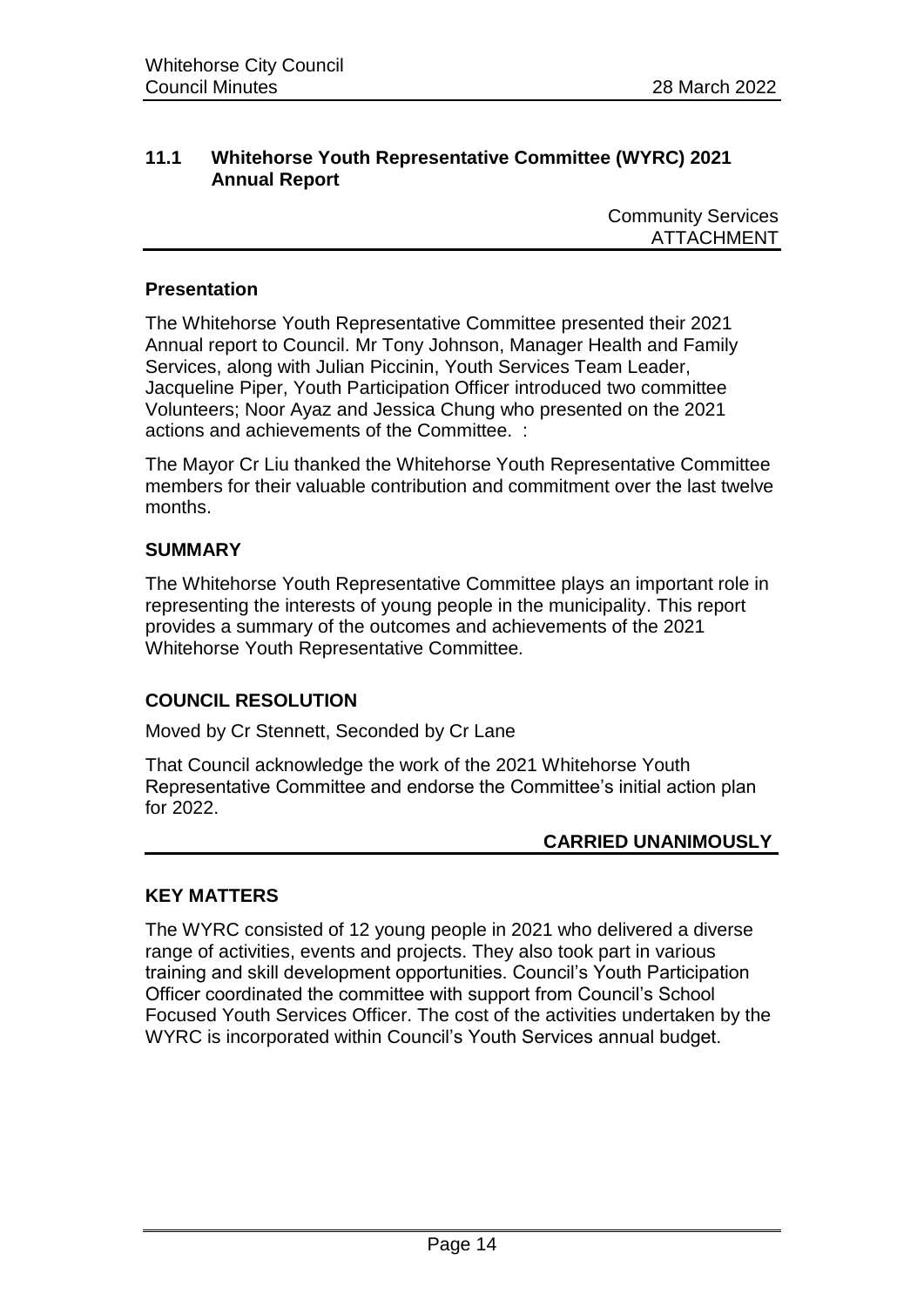## 11.1 Whitehorse Youth Representative Committee (WYRC) 2021 Annual Report

Community Services
ATTACHMENT

### Presentation

The Whitehorse Youth Representative Committee presented their 2021 Annual report to Council. Mr Tony Johnson, Manager Health and Family Services, along with Julian Piccinin, Youth Services Team Leader, Jacqueline Piper, Youth Participation Officer introduced two committee Volunteers; Noor Ayaz and Jessica Chung who presented on the 2021 actions and achievements of the Committee. :

The Mayor Cr Liu thanked the Whitehorse Youth Representative Committee members for their valuable contribution and commitment over the last twelve months.

### SUMMARY

The Whitehorse Youth Representative Committee plays an important role in representing the interests of young people in the municipality. This report provides a summary of the outcomes and achievements of the 2021 Whitehorse Youth Representative Committee.

### COUNCIL RESOLUTION

Moved by Cr Stennett, Seconded by Cr Lane

That Council acknowledge the work of the 2021 Whitehorse Youth Representative Committee and endorse the Committee's initial action plan for 2022.

**CARRIED UNANIMOUSLY**

### KEY MATTERS

The WYRC consisted of 12 young people in 2021 who delivered a diverse range of activities, events and projects. They also took part in various training and skill development opportunities. Council's Youth Participation Officer coordinated the committee with support from Council's School Focused Youth Services Officer. The cost of the activities undertaken by the WYRC is incorporated within Council's Youth Services annual budget.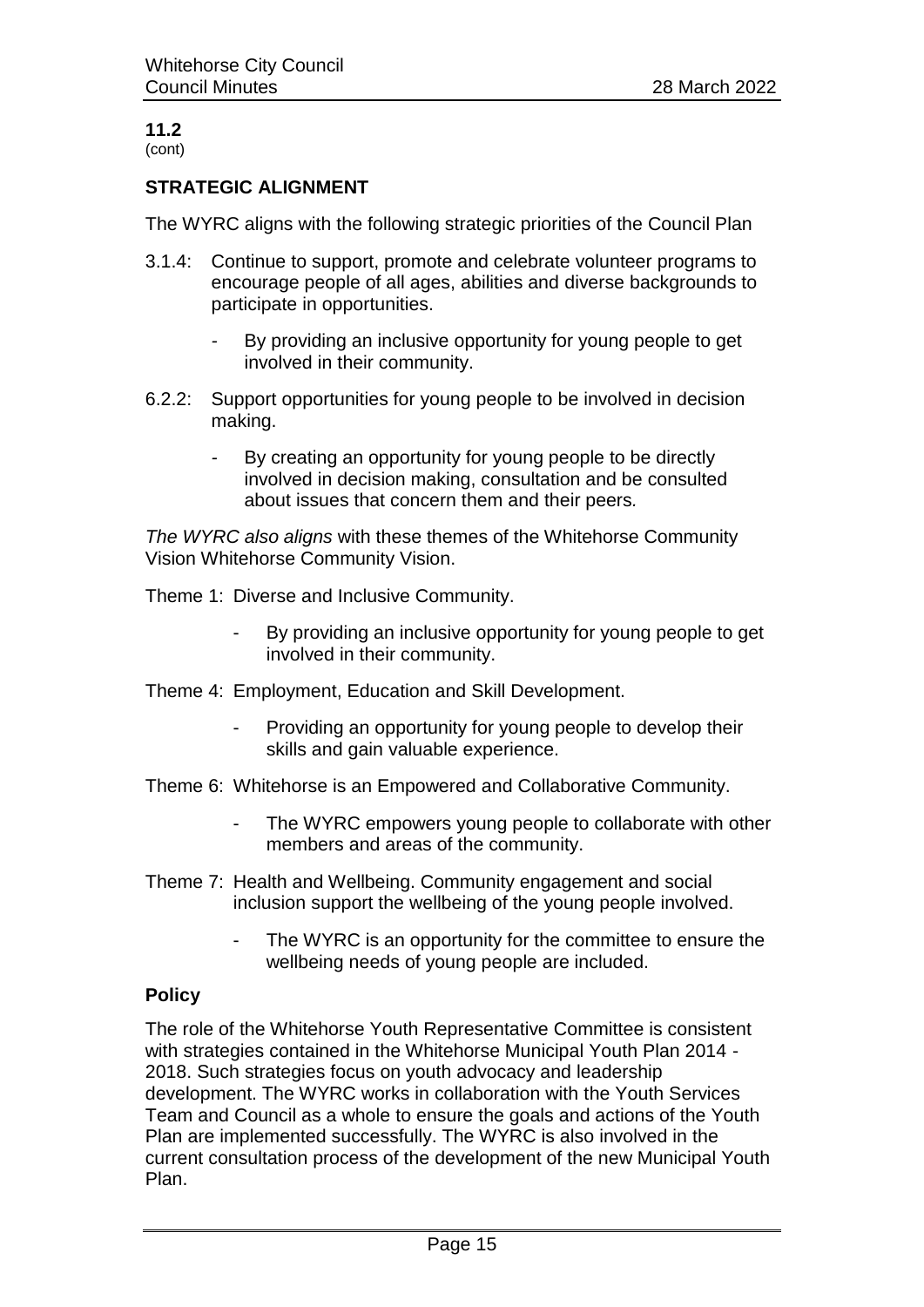**11.2**
(cont)

## STRATEGIC ALIGNMENT

The WYRC aligns with the following strategic priorities of the Council Plan

3.1.4: Continue to support, promote and celebrate volunteer programs to encourage people of all ages, abilities and diverse backgrounds to participate in opportunities.

- By providing an inclusive opportunity for young people to get involved in their community.

6.2.2: Support opportunities for young people to be involved in decision making.

- By creating an opportunity for young people to be directly involved in decision making, consultation and be consulted about issues that concern them and their peers*.*

*The WYRC also aligns* with these themes of the Whitehorse Community Vision Whitehorse Community Vision.

Theme 1: Diverse and Inclusive Community.

- By providing an inclusive opportunity for young people to get involved in their community.

Theme 4: Employment, Education and Skill Development.

- Providing an opportunity for young people to develop their skills and gain valuable experience.

Theme 6: Whitehorse is an Empowered and Collaborative Community.

- The WYRC empowers young people to collaborate with other members and areas of the community.

Theme 7: Health and Wellbeing. Community engagement and social inclusion support the wellbeing of the young people involved.

- The WYRC is an opportunity for the committee to ensure the wellbeing needs of young people are included.

### Policy

The role of the Whitehorse Youth Representative Committee is consistent with strategies contained in the Whitehorse Municipal Youth Plan 2014 - 2018. Such strategies focus on youth advocacy and leadership development. The WYRC works in collaboration with the Youth Services Team and Council as a whole to ensure the goals and actions of the Youth Plan are implemented successfully. The WYRC is also involved in the current consultation process of the development of the new Municipal Youth Plan.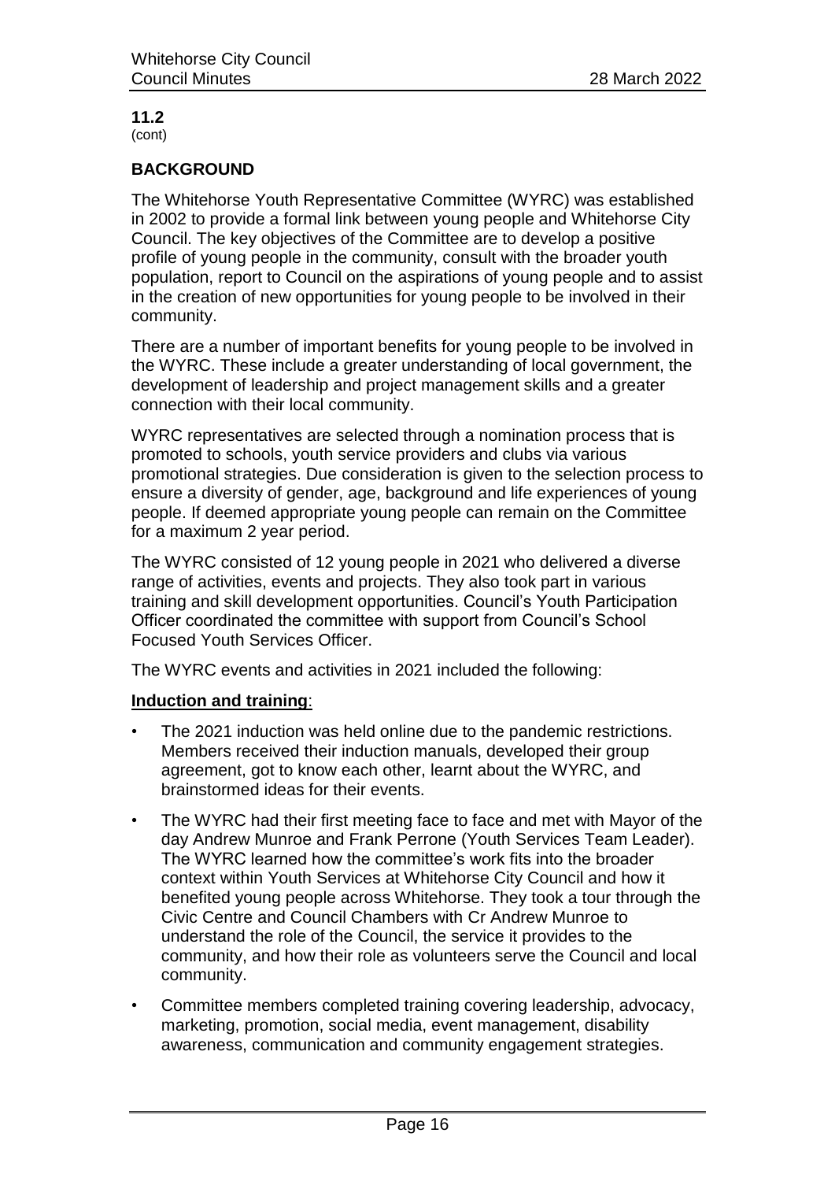**11.2**
(cont)

## BACKGROUND

The Whitehorse Youth Representative Committee (WYRC) was established in 2002 to provide a formal link between young people and Whitehorse City Council. The key objectives of the Committee are to develop a positive profile of young people in the community, consult with the broader youth population, report to Council on the aspirations of young people and to assist in the creation of new opportunities for young people to be involved in their community.

There are a number of important benefits for young people to be involved in the WYRC. These include a greater understanding of local government, the development of leadership and project management skills and a greater connection with their local community.

WYRC representatives are selected through a nomination process that is promoted to schools, youth service providers and clubs via various promotional strategies. Due consideration is given to the selection process to ensure a diversity of gender, age, background and life experiences of young people. If deemed appropriate young people can remain on the Committee for a maximum 2 year period.

The WYRC consisted of 12 young people in 2021 who delivered a diverse range of activities, events and projects. They also took part in various training and skill development opportunities. Council's Youth Participation Officer coordinated the committee with support from Council's School Focused Youth Services Officer.

The WYRC events and activities in 2021 included the following:

**Induction and training**:

- The 2021 induction was held online due to the pandemic restrictions. Members received their induction manuals, developed their group agreement, got to know each other, learnt about the WYRC, and brainstormed ideas for their events.
- The WYRC had their first meeting face to face and met with Mayor of the day Andrew Munroe and Frank Perrone (Youth Services Team Leader). The WYRC learned how the committee's work fits into the broader context within Youth Services at Whitehorse City Council and how it benefited young people across Whitehorse. They took a tour through the Civic Centre and Council Chambers with Cr Andrew Munroe to understand the role of the Council, the service it provides to the community, and how their role as volunteers serve the Council and local community.
- Committee members completed training covering leadership, advocacy, marketing, promotion, social media, event management, disability awareness, communication and community engagement strategies.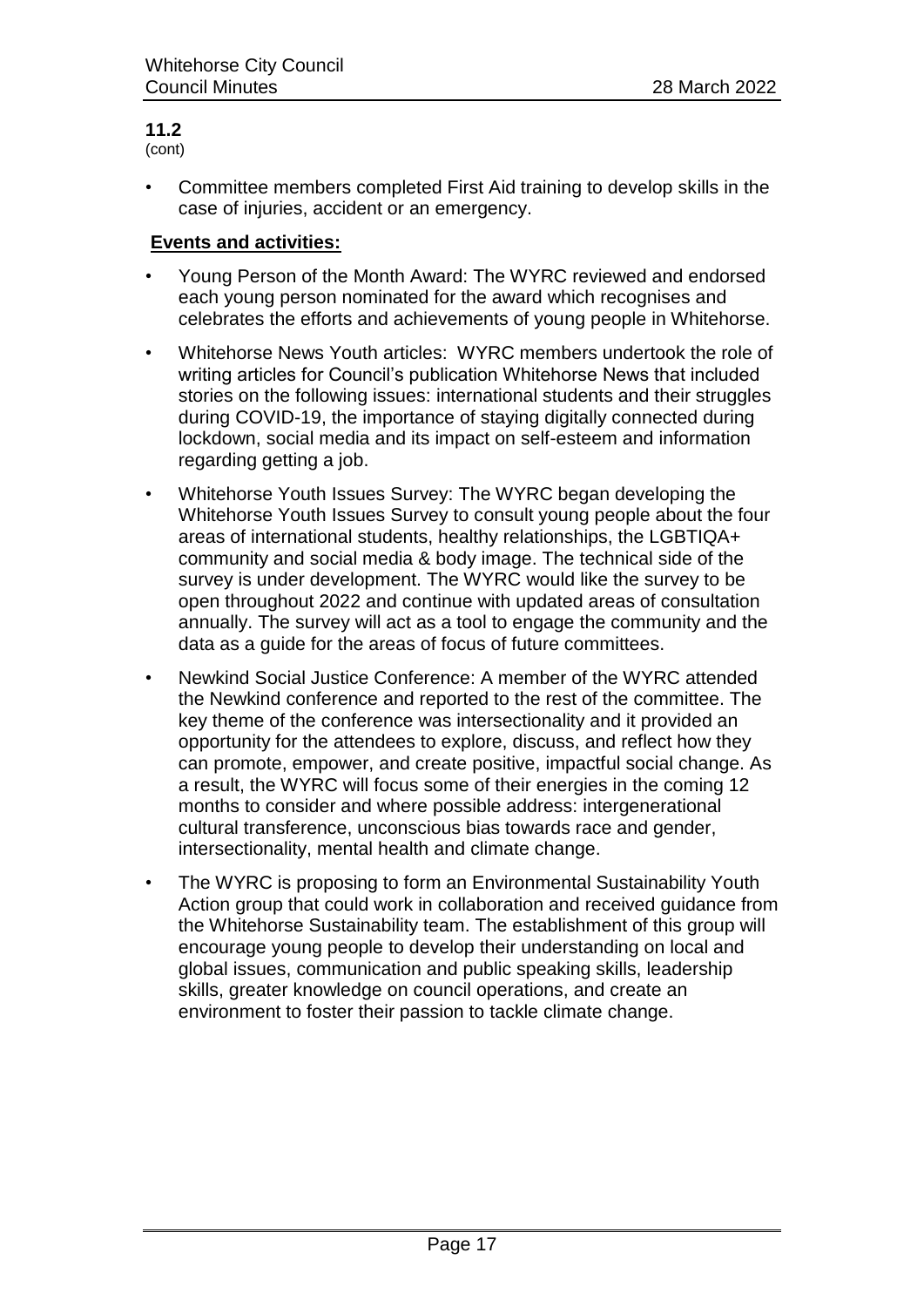**11.2**
(cont)

- Committee members completed First Aid training to develop skills in the case of injuries, accident or an emergency.

**Events and activities:**

- Young Person of the Month Award: The WYRC reviewed and endorsed each young person nominated for the award which recognises and celebrates the efforts and achievements of young people in Whitehorse.
- Whitehorse News Youth articles: WYRC members undertook the role of writing articles for Council's publication Whitehorse News that included stories on the following issues: international students and their struggles during COVID-19, the importance of staying digitally connected during lockdown, social media and its impact on self-esteem and information regarding getting a job.
- Whitehorse Youth Issues Survey: The WYRC began developing the Whitehorse Youth Issues Survey to consult young people about the four areas of international students, healthy relationships, the LGBTIQA+ community and social media & body image. The technical side of the survey is under development. The WYRC would like the survey to be open throughout 2022 and continue with updated areas of consultation annually. The survey will act as a tool to engage the community and the data as a guide for the areas of focus of future committees.
- Newkind Social Justice Conference: A member of the WYRC attended the Newkind conference and reported to the rest of the committee. The key theme of the conference was intersectionality and it provided an opportunity for the attendees to explore, discuss, and reflect how they can promote, empower, and create positive, impactful social change. As a result, the WYRC will focus some of their energies in the coming 12 months to consider and where possible address: intergenerational cultural transference, unconscious bias towards race and gender, intersectionality, mental health and climate change.
- The WYRC is proposing to form an Environmental Sustainability Youth Action group that could work in collaboration and received guidance from the Whitehorse Sustainability team. The establishment of this group will encourage young people to develop their understanding on local and global issues, communication and public speaking skills, leadership skills, greater knowledge on council operations, and create an environment to foster their passion to tackle climate change.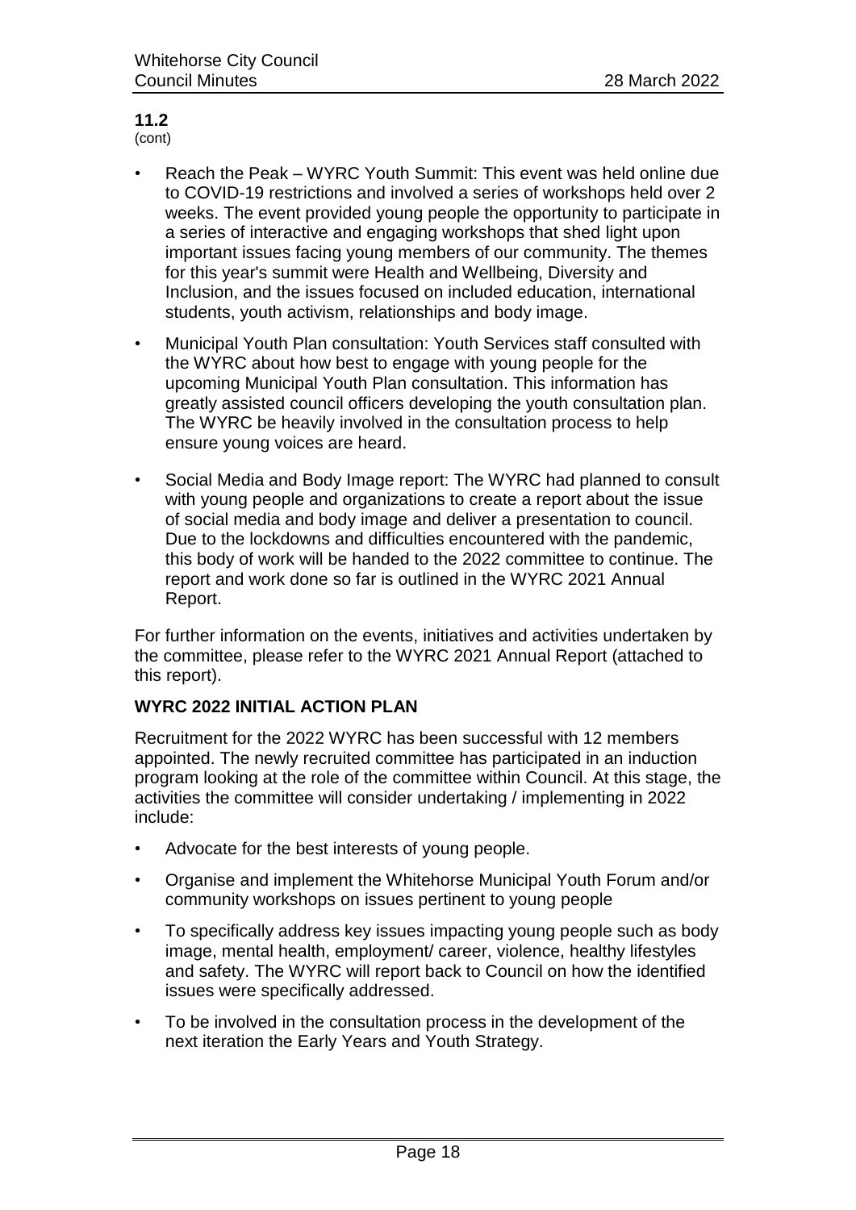**11.2**
(cont)

- Reach the Peak – WYRC Youth Summit: This event was held online due to COVID-19 restrictions and involved a series of workshops held over 2 weeks. The event provided young people the opportunity to participate in a series of interactive and engaging workshops that shed light upon important issues facing young members of our community. The themes for this year's summit were Health and Wellbeing, Diversity and Inclusion, and the issues focused on included education, international students, youth activism, relationships and body image.
- Municipal Youth Plan consultation: Youth Services staff consulted with the WYRC about how best to engage with young people for the upcoming Municipal Youth Plan consultation. This information has greatly assisted council officers developing the youth consultation plan. The WYRC be heavily involved in the consultation process to help ensure young voices are heard.
- Social Media and Body Image report: The WYRC had planned to consult with young people and organizations to create a report about the issue of social media and body image and deliver a presentation to council. Due to the lockdowns and difficulties encountered with the pandemic, this body of work will be handed to the 2022 committee to continue. The report and work done so far is outlined in the WYRC 2021 Annual Report.

For further information on the events, initiatives and activities undertaken by the committee, please refer to the WYRC 2021 Annual Report (attached to this report).

**WYRC 2022 INITIAL ACTION PLAN**

Recruitment for the 2022 WYRC has been successful with 12 members appointed. The newly recruited committee has participated in an induction program looking at the role of the committee within Council. At this stage, the activities the committee will consider undertaking / implementing in 2022 include:

- Advocate for the best interests of young people.
- Organise and implement the Whitehorse Municipal Youth Forum and/or community workshops on issues pertinent to young people
- To specifically address key issues impacting young people such as body image, mental health, employment/ career, violence, healthy lifestyles and safety. The WYRC will report back to Council on how the identified issues were specifically addressed.
- To be involved in the consultation process in the development of the next iteration the Early Years and Youth Strategy.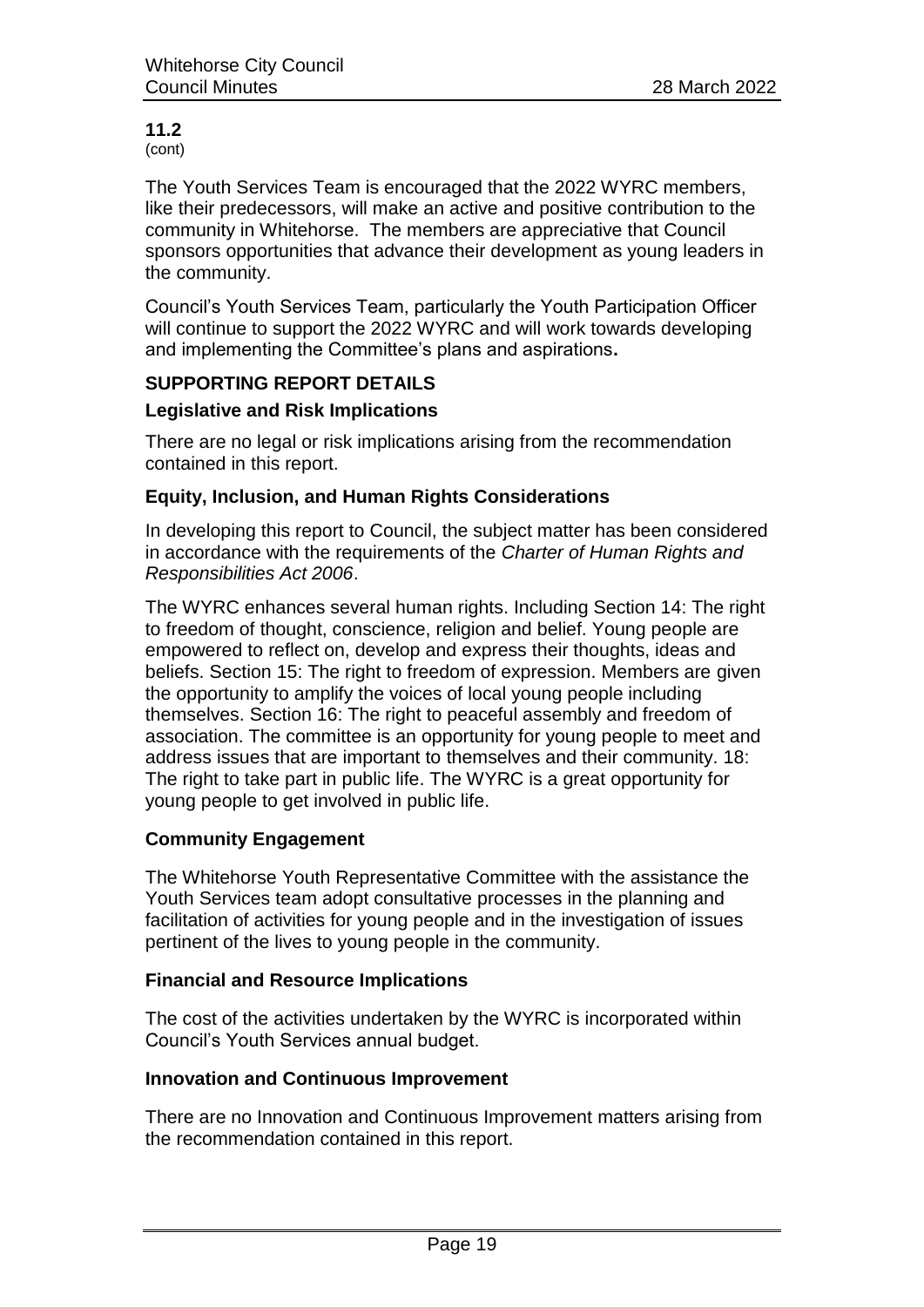**11.2**
(cont)

The Youth Services Team is encouraged that the 2022 WYRC members, like their predecessors, will make an active and positive contribution to the community in Whitehorse. The members are appreciative that Council sponsors opportunities that advance their development as young leaders in the community.

Council's Youth Services Team, particularly the Youth Participation Officer will continue to support the 2022 WYRC and will work towards developing and implementing the Committee's plans and aspirations**.**

## SUPPORTING REPORT DETAILS

### Legislative and Risk Implications

There are no legal or risk implications arising from the recommendation contained in this report.

### Equity, Inclusion, and Human Rights Considerations

In developing this report to Council, the subject matter has been considered in accordance with the requirements of the *Charter of Human Rights and Responsibilities Act 2006*.

The WYRC enhances several human rights. Including Section 14: The right to freedom of thought, conscience, religion and belief. Young people are empowered to reflect on, develop and express their thoughts, ideas and beliefs. Section 15: The right to freedom of expression. Members are given the opportunity to amplify the voices of local young people including themselves. Section 16: The right to peaceful assembly and freedom of association. The committee is an opportunity for young people to meet and address issues that are important to themselves and their community. 18: The right to take part in public life. The WYRC is a great opportunity for young people to get involved in public life.

### Community Engagement

The Whitehorse Youth Representative Committee with the assistance the Youth Services team adopt consultative processes in the planning and facilitation of activities for young people and in the investigation of issues pertinent of the lives to young people in the community.

### Financial and Resource Implications

The cost of the activities undertaken by the WYRC is incorporated within Council's Youth Services annual budget.

### Innovation and Continuous Improvement

There are no Innovation and Continuous Improvement matters arising from the recommendation contained in this report.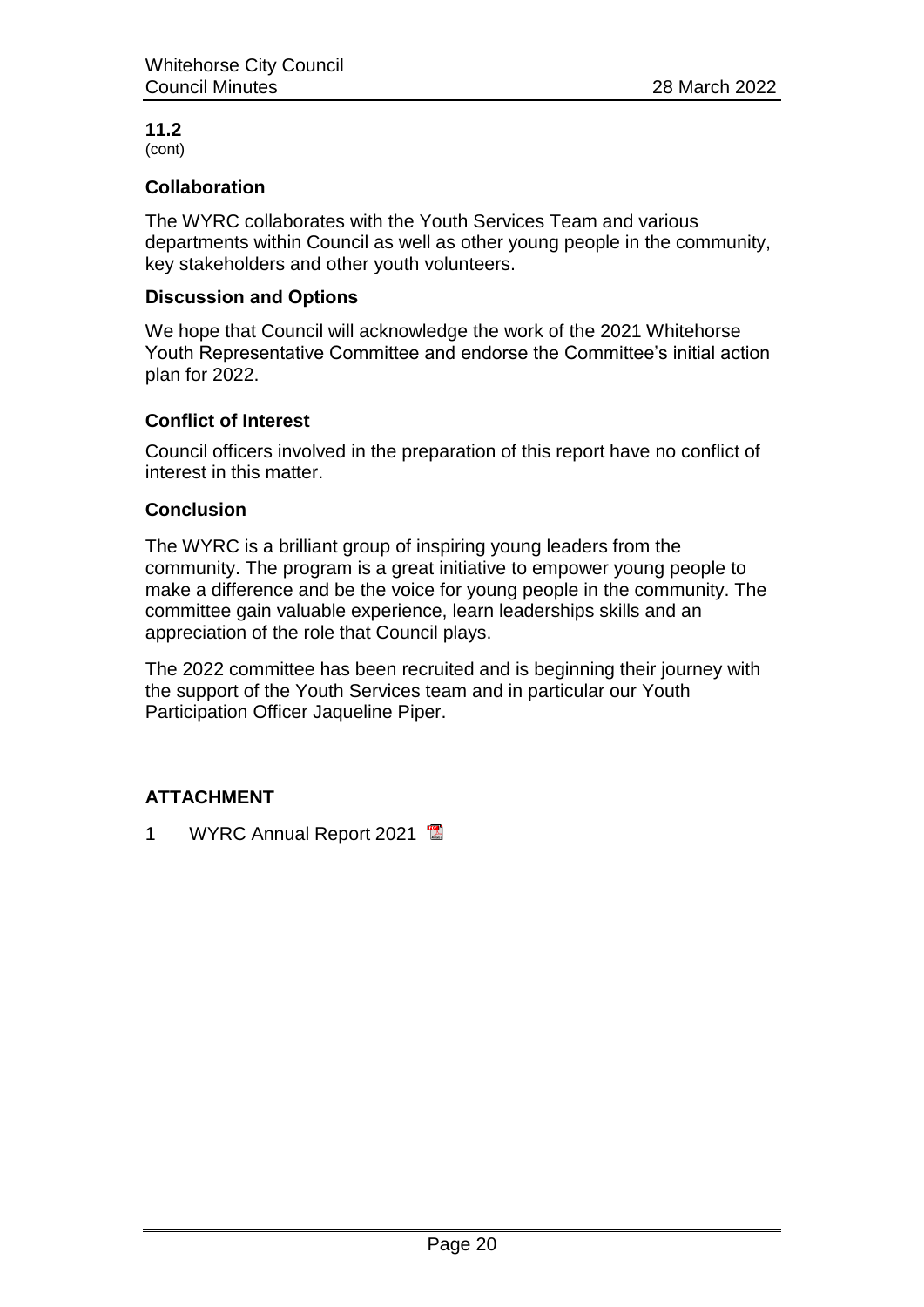**11.2**
(cont)

### Collaboration

The WYRC collaborates with the Youth Services Team and various departments within Council as well as other young people in the community, key stakeholders and other youth volunteers.

### Discussion and Options

We hope that Council will acknowledge the work of the 2021 Whitehorse Youth Representative Committee and endorse the Committee's initial action plan for 2022.

### Conflict of Interest

Council officers involved in the preparation of this report have no conflict of interest in this matter.

### Conclusion

The WYRC is a brilliant group of inspiring young leaders from the community. The program is a great initiative to empower young people to make a difference and be the voice for young people in the community. The committee gain valuable experience, learn leaderships skills and an appreciation of the role that Council plays.

The 2022 committee has been recruited and is beginning their journey with the support of the Youth Services team and in particular our Youth Participation Officer Jaqueline Piper.

## ATTACHMENT

1 WYRC Annual Report 2021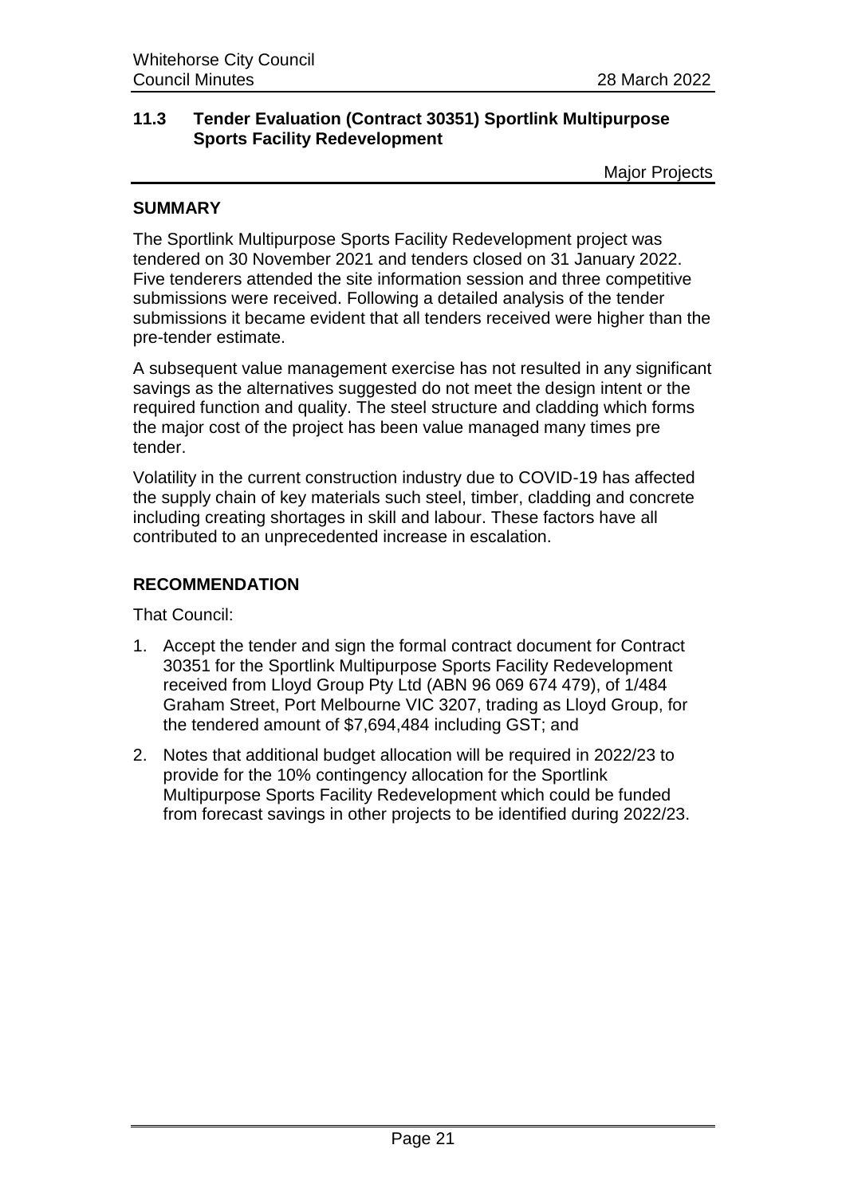## 11.3 Tender Evaluation (Contract 30351) Sportlink Multipurpose Sports Facility Redevelopment

Major Projects

### SUMMARY

The Sportlink Multipurpose Sports Facility Redevelopment project was tendered on 30 November 2021 and tenders closed on 31 January 2022. Five tenderers attended the site information session and three competitive submissions were received. Following a detailed analysis of the tender submissions it became evident that all tenders received were higher than the pre-tender estimate.

A subsequent value management exercise has not resulted in any significant savings as the alternatives suggested do not meet the design intent or the required function and quality. The steel structure and cladding which forms the major cost of the project has been value managed many times pre tender.

Volatility in the current construction industry due to COVID-19 has affected the supply chain of key materials such steel, timber, cladding and concrete including creating shortages in skill and labour. These factors have all contributed to an unprecedented increase in escalation.

### RECOMMENDATION

That Council:

1. Accept the tender and sign the formal contract document for Contract 30351 for the Sportlink Multipurpose Sports Facility Redevelopment received from Lloyd Group Pty Ltd (ABN 96 069 674 479), of 1/484 Graham Street, Port Melbourne VIC 3207, trading as Lloyd Group, for the tendered amount of $7,694,484 including GST; and
2. Notes that additional budget allocation will be required in 2022/23 to provide for the 10% contingency allocation for the Sportlink Multipurpose Sports Facility Redevelopment which could be funded from forecast savings in other projects to be identified during 2022/23.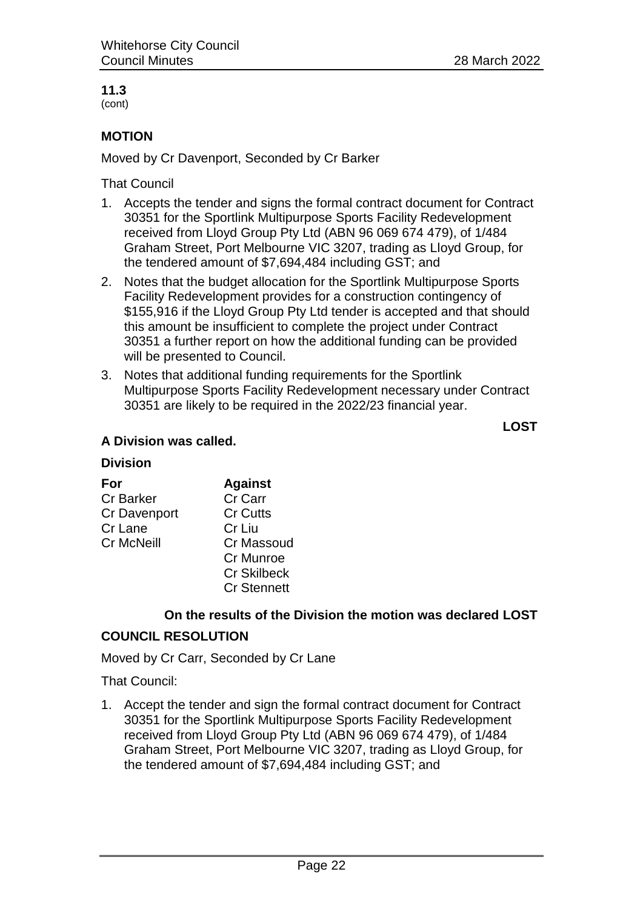**11.3**
(cont)

**MOTION**

Moved by Cr Davenport, Seconded by Cr Barker

That Council

1. Accepts the tender and signs the formal contract document for Contract 30351 for the Sportlink Multipurpose Sports Facility Redevelopment received from Lloyd Group Pty Ltd (ABN 96 069 674 479), of 1/484 Graham Street, Port Melbourne VIC 3207, trading as Lloyd Group, for the tendered amount of $7,694,484 including GST; and
2. Notes that the budget allocation for the Sportlink Multipurpose Sports Facility Redevelopment provides for a construction contingency of $155,916 if the Lloyd Group Pty Ltd tender is accepted and that should this amount be insufficient to complete the project under Contract 30351 a further report on how the additional funding can be provided will be presented to Council.
3. Notes that additional funding requirements for the Sportlink Multipurpose Sports Facility Redevelopment necessary under Contract 30351 are likely to be required in the 2022/23 financial year.

**LOST**

**A Division was called.**

**Division**

| **For** | **Against** |
| --- | --- |
| Cr Barker | Cr Carr |
| Cr Davenport | Cr Cutts |
| Cr Lane | Cr Liu |
| Cr McNeill | Cr Massoud |
| | Cr Munroe |
| | Cr Skilbeck |
| | Cr Stennett |

**On the results of the Division the motion was declared LOST**

**COUNCIL RESOLUTION**

Moved by Cr Carr, Seconded by Cr Lane

That Council:

1. Accept the tender and sign the formal contract document for Contract 30351 for the Sportlink Multipurpose Sports Facility Redevelopment received from Lloyd Group Pty Ltd (ABN 96 069 674 479), of 1/484 Graham Street, Port Melbourne VIC 3207, trading as Lloyd Group, for the tendered amount of $7,694,484 including GST; and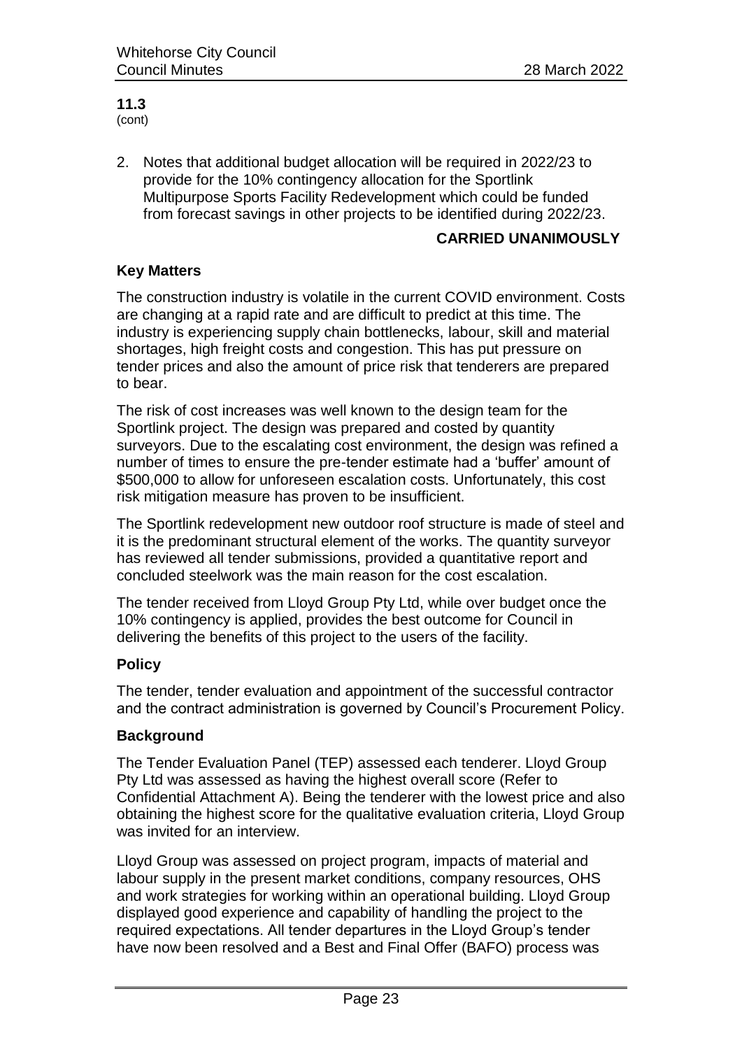**11.3**
(cont)

2. Notes that additional budget allocation will be required in 2022/23 to provide for the 10% contingency allocation for the Sportlink Multipurpose Sports Facility Redevelopment which could be funded from forecast savings in other projects to be identified during 2022/23.

**CARRIED UNANIMOUSLY**

### Key Matters

The construction industry is volatile in the current COVID environment. Costs are changing at a rapid rate and are difficult to predict at this time. The industry is experiencing supply chain bottlenecks, labour, skill and material shortages, high freight costs and congestion. This has put pressure on tender prices and also the amount of price risk that tenderers are prepared to bear.

The risk of cost increases was well known to the design team for the Sportlink project. The design was prepared and costed by quantity surveyors. Due to the escalating cost environment, the design was refined a number of times to ensure the pre-tender estimate had a 'buffer' amount of $500,000 to allow for unforeseen escalation costs. Unfortunately, this cost risk mitigation measure has proven to be insufficient.

The Sportlink redevelopment new outdoor roof structure is made of steel and it is the predominant structural element of the works. The quantity surveyor has reviewed all tender submissions, provided a quantitative report and concluded steelwork was the main reason for the cost escalation.

The tender received from Lloyd Group Pty Ltd, while over budget once the 10% contingency is applied, provides the best outcome for Council in delivering the benefits of this project to the users of the facility.

### Policy

The tender, tender evaluation and appointment of the successful contractor and the contract administration is governed by Council's Procurement Policy.

### Background

The Tender Evaluation Panel (TEP) assessed each tenderer. Lloyd Group Pty Ltd was assessed as having the highest overall score (Refer to Confidential Attachment A). Being the tenderer with the lowest price and also obtaining the highest score for the qualitative evaluation criteria, Lloyd Group was invited for an interview.

Lloyd Group was assessed on project program, impacts of material and labour supply in the present market conditions, company resources, OHS and work strategies for working within an operational building. Lloyd Group displayed good experience and capability of handling the project to the required expectations. All tender departures in the Lloyd Group's tender have now been resolved and a Best and Final Offer (BAFO) process was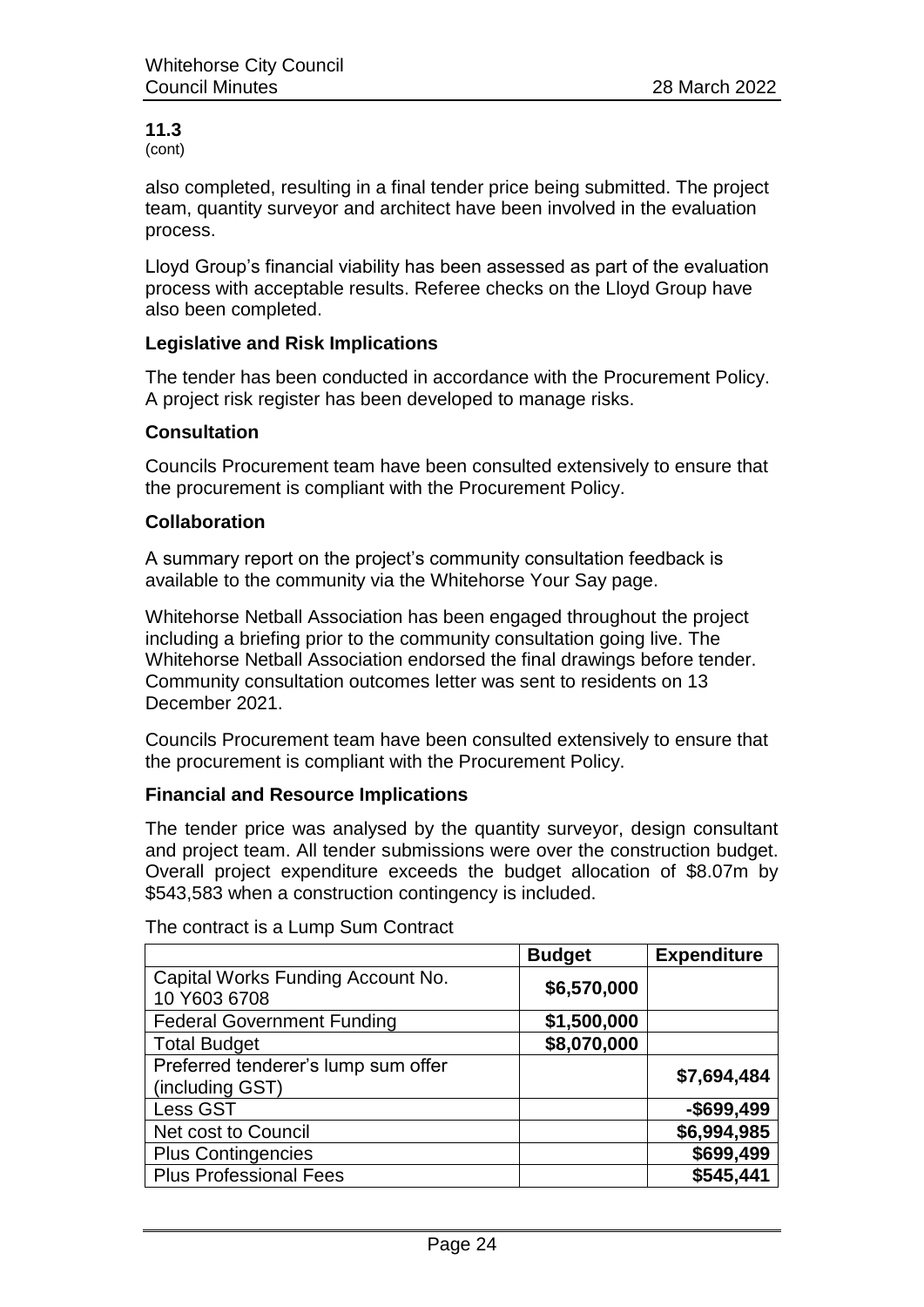**11.3**
(cont)

also completed, resulting in a final tender price being submitted. The project team, quantity surveyor and architect have been involved in the evaluation process.

Lloyd Group's financial viability has been assessed as part of the evaluation process with acceptable results. Referee checks on the Lloyd Group have also been completed.

**Legislative and Risk Implications**

The tender has been conducted in accordance with the Procurement Policy. A project risk register has been developed to manage risks.

**Consultation**

Councils Procurement team have been consulted extensively to ensure that the procurement is compliant with the Procurement Policy.

**Collaboration**

A summary report on the project's community consultation feedback is available to the community via the Whitehorse Your Say page.

Whitehorse Netball Association has been engaged throughout the project including a briefing prior to the community consultation going live. The Whitehorse Netball Association endorsed the final drawings before tender. Community consultation outcomes letter was sent to residents on 13 December 2021.

Councils Procurement team have been consulted extensively to ensure that the procurement is compliant with the Procurement Policy.

**Financial and Resource Implications**

The tender price was analysed by the quantity surveyor, design consultant and project team. All tender submissions were over the construction budget. Overall project expenditure exceeds the budget allocation of $8.07m by $543,583 when a construction contingency is included.

The contract is a Lump Sum Contract

| | **Budget** | **Expenditure** |
|---|---|---|
| Capital Works Funding Account No. 10 Y603 6708 | **$6,570,000** | |
| Federal Government Funding | **$1,500,000** | |
| Total Budget | **$8,070,000** | |
| Preferred tenderer's lump sum offer (including GST) | | **$7,694,484** |
| Less GST | | **-$699,499** |
| Net cost to Council | | **$6,994,985** |
| Plus Contingencies | | **$699,499** |
| Plus Professional Fees | | **$545,441** |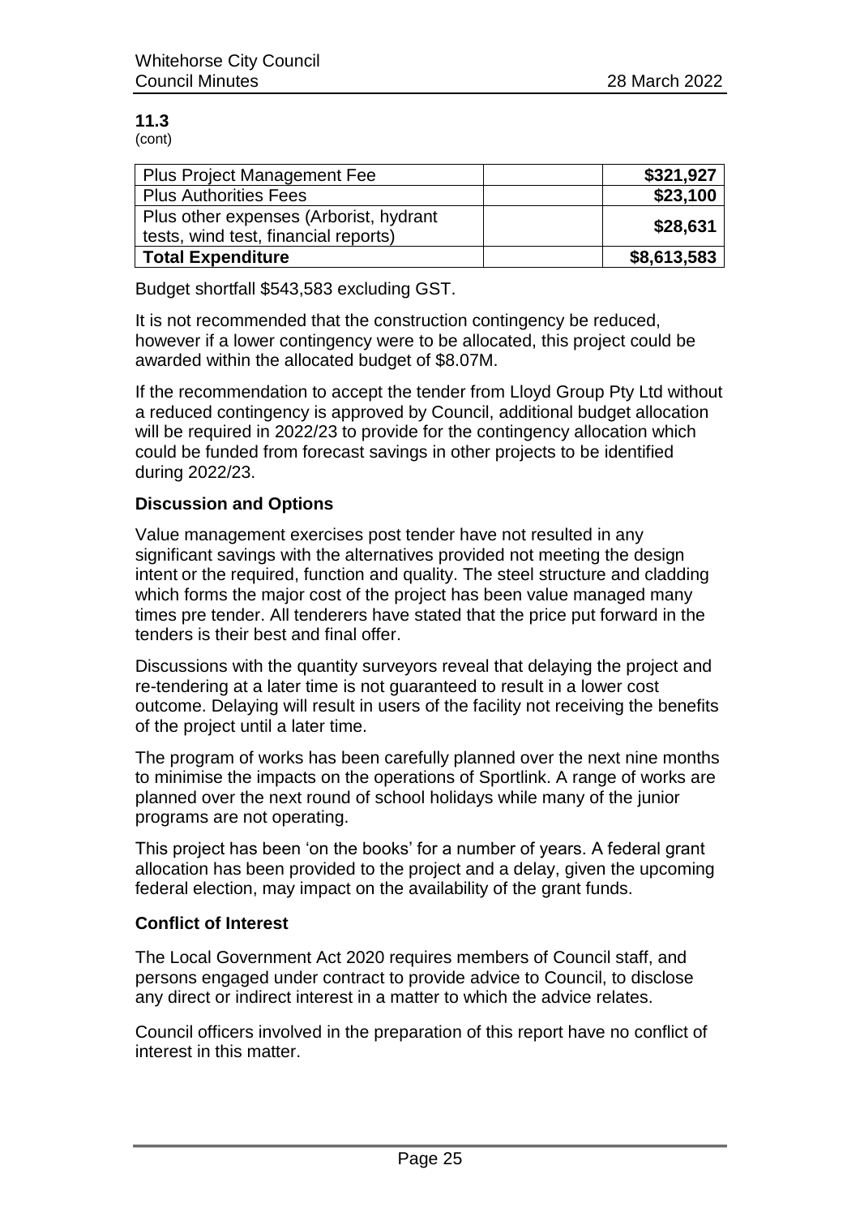**11.3**
(cont)

| Plus Project Management Fee | | **$321,927** |
|---|---|---|
| Plus Authorities Fees | | **$23,100** |
| Plus other expenses (Arborist, hydrant tests, wind test, financial reports) | | **$28,631** |
| **Total Expenditure** | | **$8,613,583** |

Budget shortfall $543,583 excluding GST.

It is not recommended that the construction contingency be reduced, however if a lower contingency were to be allocated, this project could be awarded within the allocated budget of $8.07M.

If the recommendation to accept the tender from Lloyd Group Pty Ltd without a reduced contingency is approved by Council, additional budget allocation will be required in 2022/23 to provide for the contingency allocation which could be funded from forecast savings in other projects to be identified during 2022/23.

**Discussion and Options**

Value management exercises post tender have not resulted in any significant savings with the alternatives provided not meeting the design intent or the required, function and quality. The steel structure and cladding which forms the major cost of the project has been value managed many times pre tender. All tenderers have stated that the price put forward in the tenders is their best and final offer.

Discussions with the quantity surveyors reveal that delaying the project and re-tendering at a later time is not guaranteed to result in a lower cost outcome. Delaying will result in users of the facility not receiving the benefits of the project until a later time.

The program of works has been carefully planned over the next nine months to minimise the impacts on the operations of Sportlink. A range of works are planned over the next round of school holidays while many of the junior programs are not operating.

This project has been 'on the books' for a number of years. A federal grant allocation has been provided to the project and a delay, given the upcoming federal election, may impact on the availability of the grant funds.

**Conflict of Interest**

The Local Government Act 2020 requires members of Council staff, and persons engaged under contract to provide advice to Council, to disclose any direct or indirect interest in a matter to which the advice relates.

Council officers involved in the preparation of this report have no conflict of interest in this matter.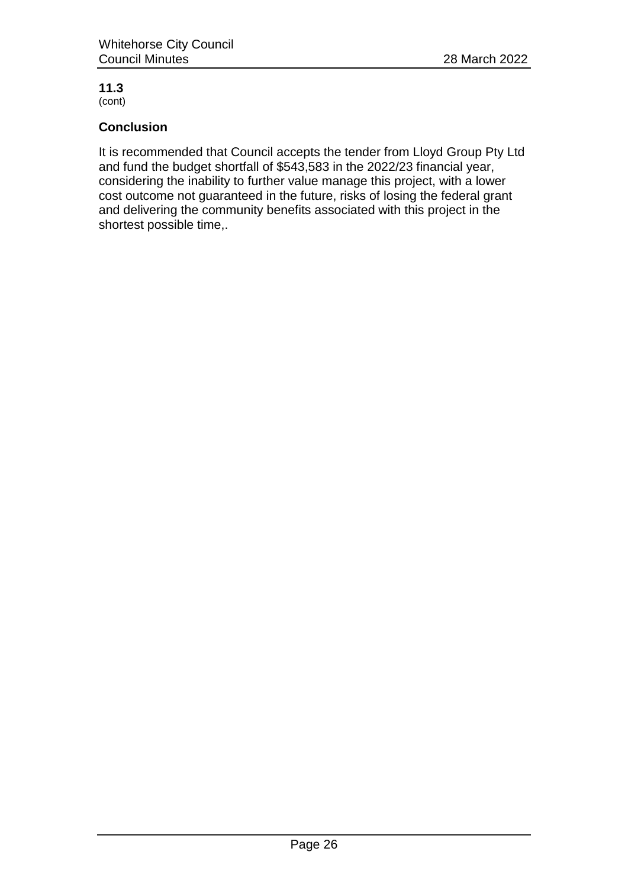**11.3**
(cont)

### Conclusion

It is recommended that Council accepts the tender from Lloyd Group Pty Ltd and fund the budget shortfall of $543,583 in the 2022/23 financial year, considering the inability to further value manage this project, with a lower cost outcome not guaranteed in the future, risks of losing the federal grant and delivering the community benefits associated with this project in the shortest possible time,.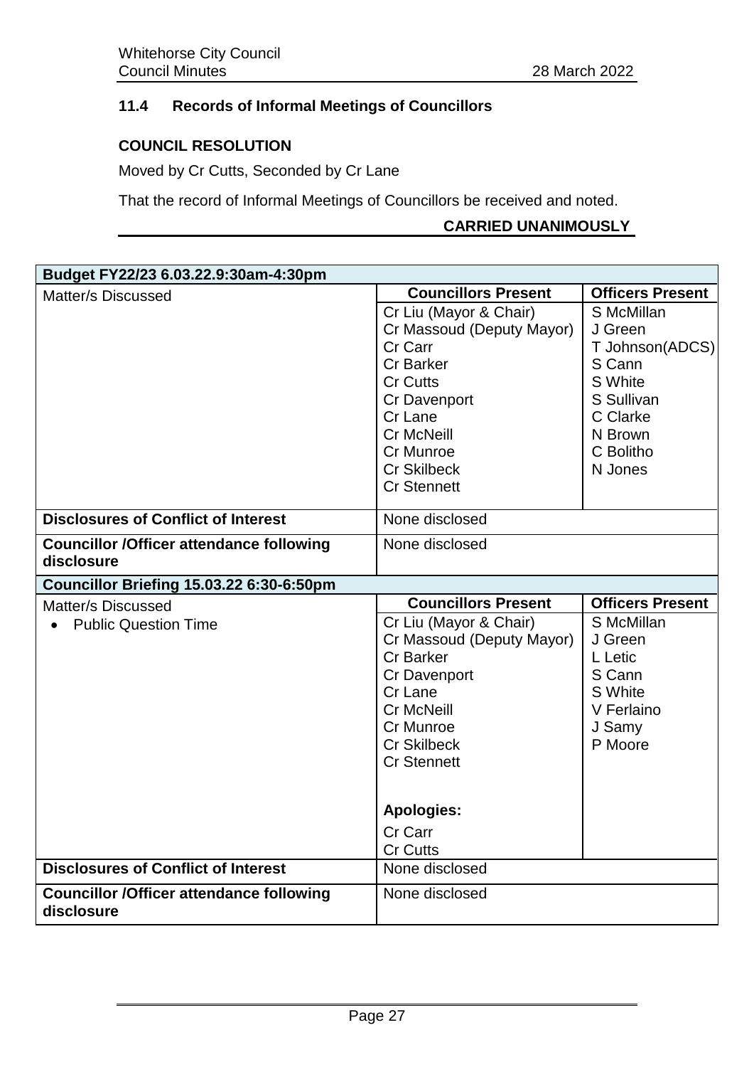### 11.4 Records of Informal Meetings of Councillors

**COUNCIL RESOLUTION**

Moved by Cr Cutts, Seconded by Cr Lane

That the record of Informal Meetings of Councillors be received and noted.

**CARRIED UNANIMOUSLY**

| **Budget FY22/23 6.03.22.9:30am-4:30pm** | | |
|---|---|---|
| Matter/s Discussed | **Councillors Present**<br>Cr Liu (Mayor & Chair)<br>Cr Massoud (Deputy Mayor)<br>Cr Carr<br>Cr Barker<br>Cr Cutts<br>Cr Davenport<br>Cr Lane<br>Cr McNeill<br>Cr Munroe<br>Cr Skilbeck<br>Cr Stennett | **Officers Present**<br>S McMillan<br>J Green<br>T Johnson(ADCS)<br>S Cann<br>S White<br>S Sullivan<br>C Clarke<br>N Brown<br>C Bolitho<br>N Jones |
| **Disclosures of Conflict of Interest** | None disclosed | |
| **Councillor /Officer attendance following disclosure** | None disclosed | |
| **Councillor Briefing 15.03.22 6:30-6:50pm** | | |
| Matter/s Discussed<br>• Public Question Time | **Councillors Present**<br>Cr Liu (Mayor & Chair)<br>Cr Massoud (Deputy Mayor)<br>Cr Barker<br>Cr Davenport<br>Cr Lane<br>Cr McNeill<br>Cr Munroe<br>Cr Skilbeck<br>Cr Stennett<br><br>**Apologies:**<br>Cr Carr<br>Cr Cutts | **Officers Present**<br>S McMillan<br>J Green<br>L Letic<br>S Cann<br>S White<br>V Ferlaino<br>J Samy<br>P Moore |
| **Disclosures of Conflict of Interest** | None disclosed | |
| **Councillor /Officer attendance following disclosure** | None disclosed | |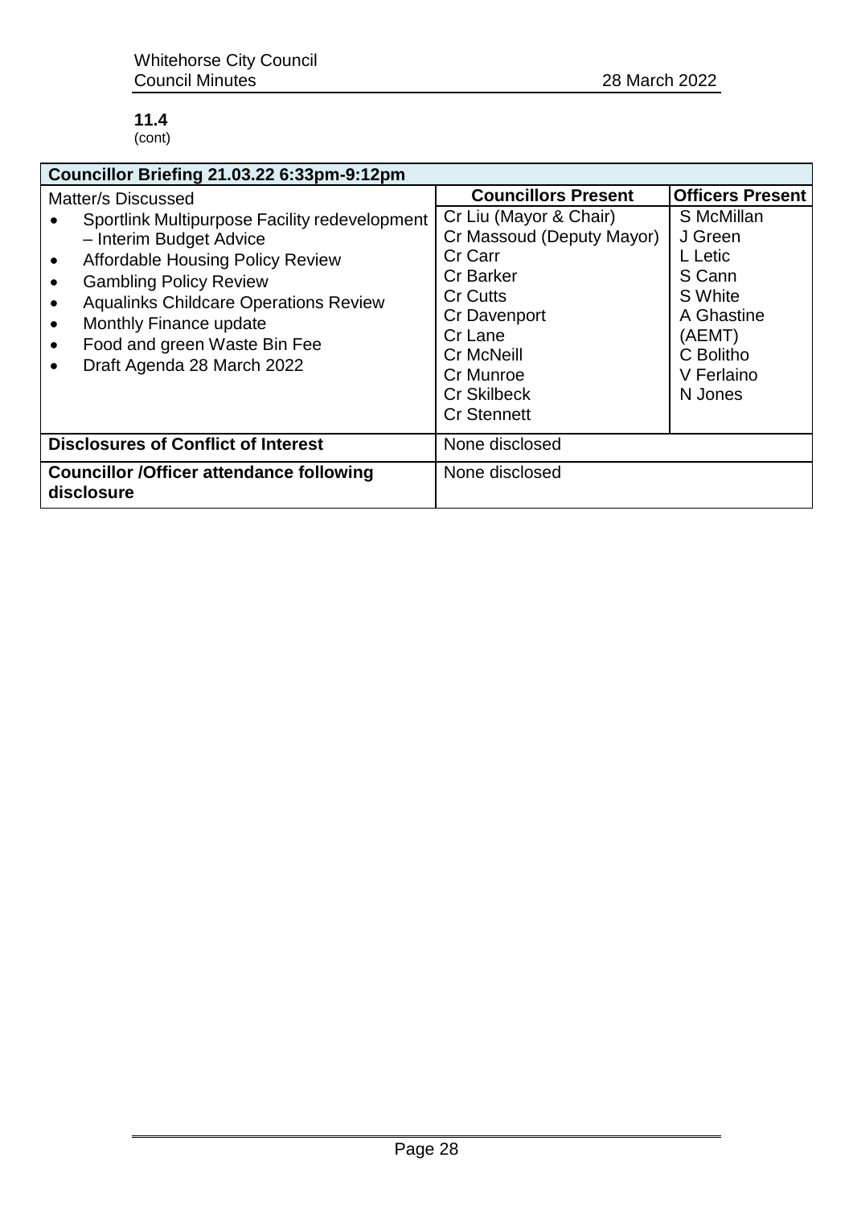**11.4**
(cont)

| Councillor Briefing 21.03.22 6:33pm-9:12pm | | |
|---|---|---|
| Matter/s Discussed<br>• Sportlink Multipurpose Facility redevelopment – Interim Budget Advice<br>• Affordable Housing Policy Review<br>• Gambling Policy Review<br>• Aqualinks Childcare Operations Review<br>• Monthly Finance update<br>• Food and green Waste Bin Fee<br>• Draft Agenda 28 March 2022 | **Councillors Present**<br>Cr Liu (Mayor & Chair)<br>Cr Massoud (Deputy Mayor)<br>Cr Carr<br>Cr Barker<br>Cr Cutts<br>Cr Davenport<br>Cr Lane<br>Cr McNeill<br>Cr Munroe<br>Cr Skilbeck<br>Cr Stennett | **Officers Present**<br>S McMillan<br>J Green<br>L Letic<br>S Cann<br>S White<br>A Ghastine (AEMT)<br>C Bolitho<br>V Ferlaino<br>N Jones |
| **Disclosures of Conflict of Interest** | None disclosed | |
| **Councillor /Officer attendance following disclosure** | None disclosed | |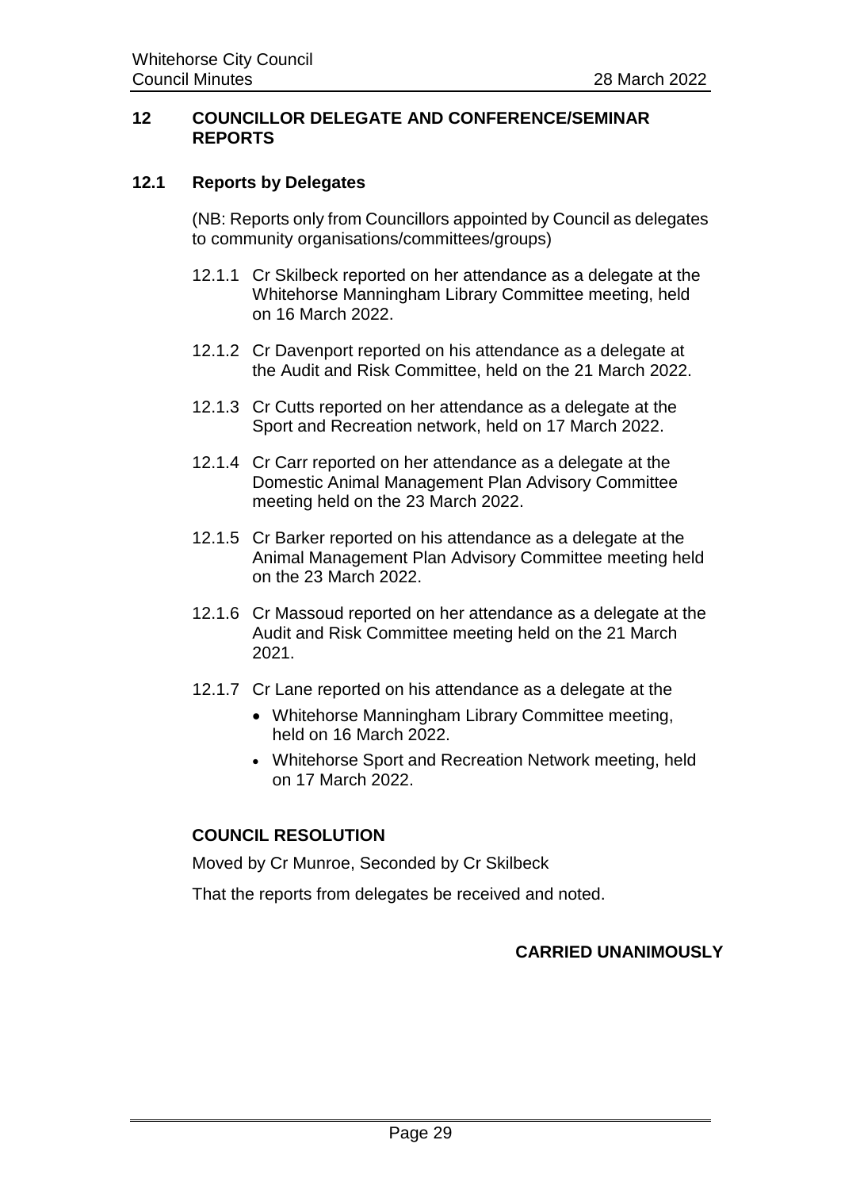## 12 COUNCILLOR DELEGATE AND CONFERENCE/SEMINAR REPORTS

### 12.1 Reports by Delegates

(NB: Reports only from Councillors appointed by Council as delegates to community organisations/committees/groups)

12.1.1 Cr Skilbeck reported on her attendance as a delegate at the Whitehorse Manningham Library Committee meeting, held on 16 March 2022.

12.1.2 Cr Davenport reported on his attendance as a delegate at the Audit and Risk Committee, held on the 21 March 2022.

12.1.3 Cr Cutts reported on her attendance as a delegate at the Sport and Recreation network, held on 17 March 2022.

12.1.4 Cr Carr reported on her attendance as a delegate at the Domestic Animal Management Plan Advisory Committee meeting held on the 23 March 2022.

12.1.5 Cr Barker reported on his attendance as a delegate at the Animal Management Plan Advisory Committee meeting held on the 23 March 2022.

12.1.6 Cr Massoud reported on her attendance as a delegate at the Audit and Risk Committee meeting held on the 21 March 2021.

12.1.7 Cr Lane reported on his attendance as a delegate at the

- Whitehorse Manningham Library Committee meeting, held on 16 March 2022.
- Whitehorse Sport and Recreation Network meeting, held on 17 March 2022.

**COUNCIL RESOLUTION**

Moved by Cr Munroe, Seconded by Cr Skilbeck

That the reports from delegates be received and noted.

**CARRIED UNANIMOUSLY**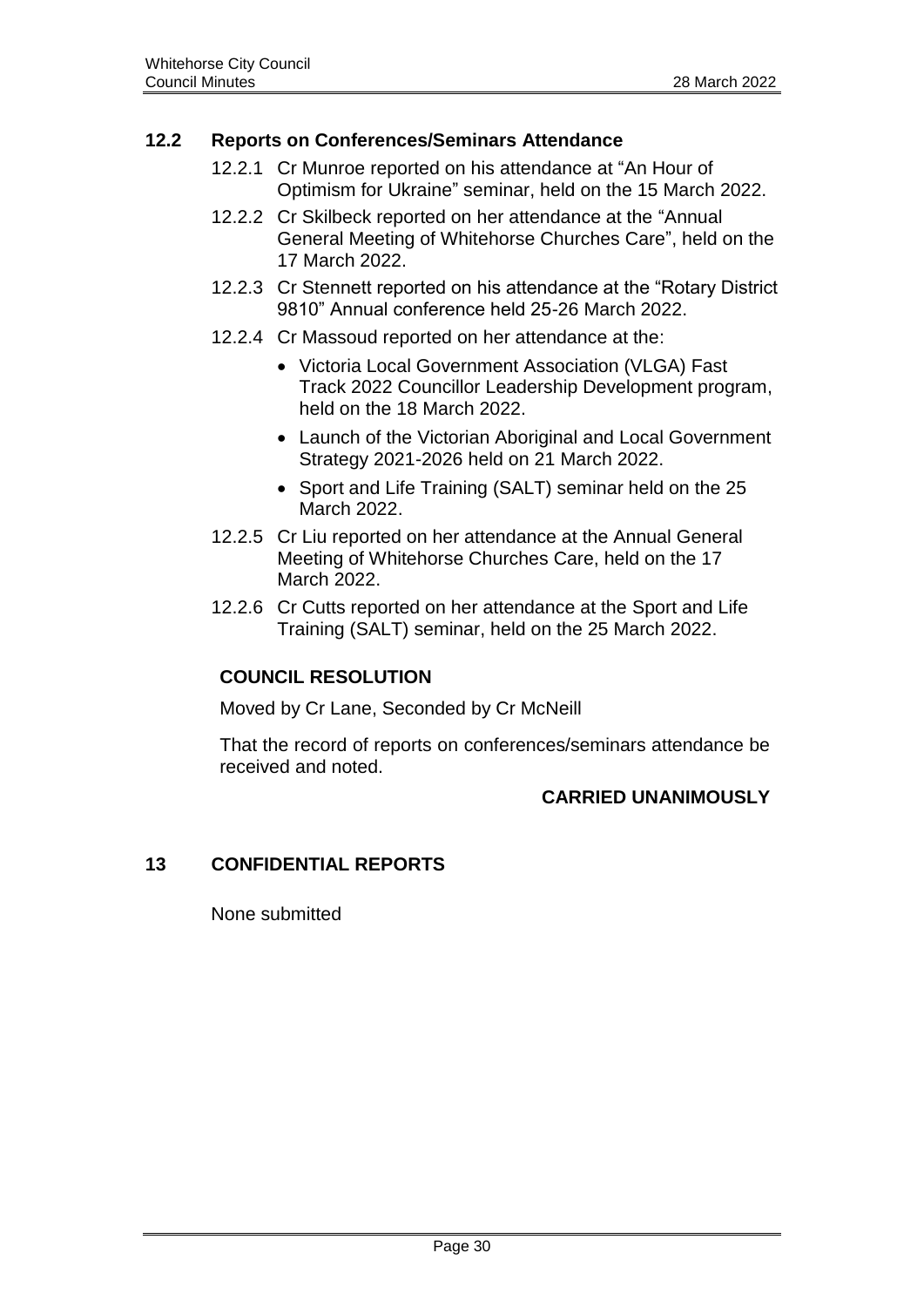## 12.2 Reports on Conferences/Seminars Attendance

12.2.1 Cr Munroe reported on his attendance at "An Hour of Optimism for Ukraine" seminar, held on the 15 March 2022.

12.2.2 Cr Skilbeck reported on her attendance at the "Annual General Meeting of Whitehorse Churches Care", held on the 17 March 2022.

12.2.3 Cr Stennett reported on his attendance at the "Rotary District 9810" Annual conference held 25-26 March 2022.

12.2.4 Cr Massoud reported on her attendance at the:

- Victoria Local Government Association (VLGA) Fast Track 2022 Councillor Leadership Development program, held on the 18 March 2022.
- Launch of the Victorian Aboriginal and Local Government Strategy 2021-2026 held on 21 March 2022.
- Sport and Life Training (SALT) seminar held on the 25 March 2022.

12.2.5 Cr Liu reported on her attendance at the Annual General Meeting of Whitehorse Churches Care, held on the 17 March 2022.

12.2.6 Cr Cutts reported on her attendance at the Sport and Life Training (SALT) seminar, held on the 25 March 2022.

**COUNCIL RESOLUTION**

Moved by Cr Lane, Seconded by Cr McNeill

That the record of reports on conferences/seminars attendance be received and noted.

**CARRIED UNANIMOUSLY**

## 13 CONFIDENTIAL REPORTS

None submitted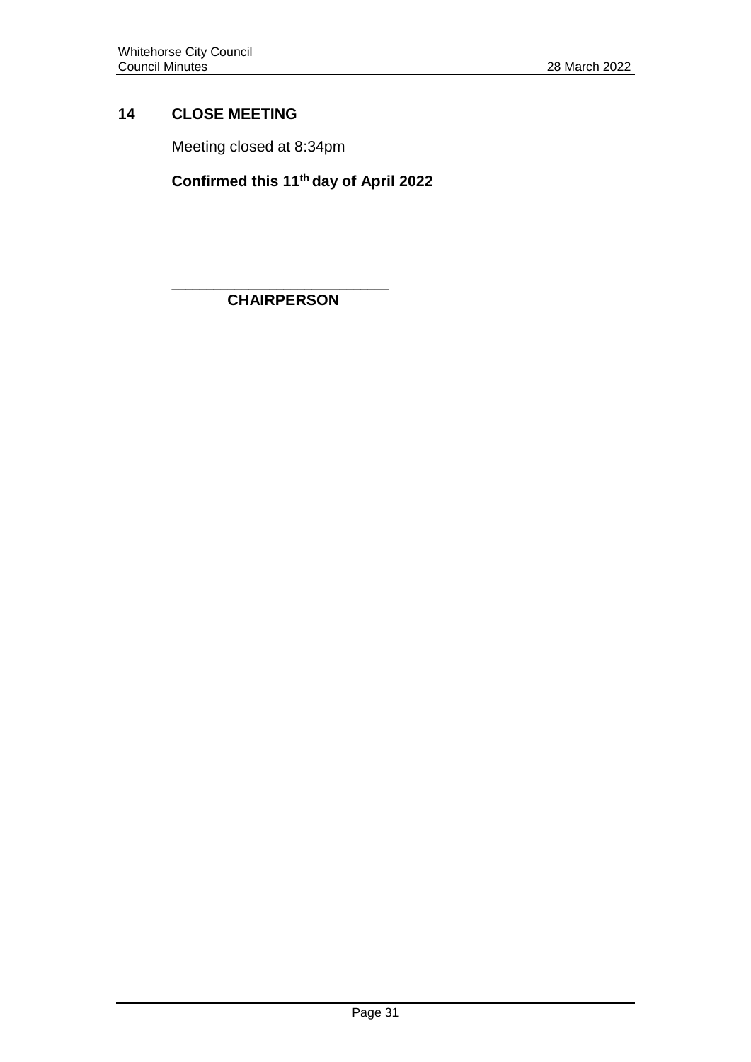## 14 CLOSE MEETING

Meeting closed at 8:34pm

**Confirmed this 11th day of April 2022**

\_\_\_\_\_\_\_\_\_\_\_\_\_\_\_\_\_\_\_\_\_\_\_\_\_\_\_\_

**CHAIRPERSON**